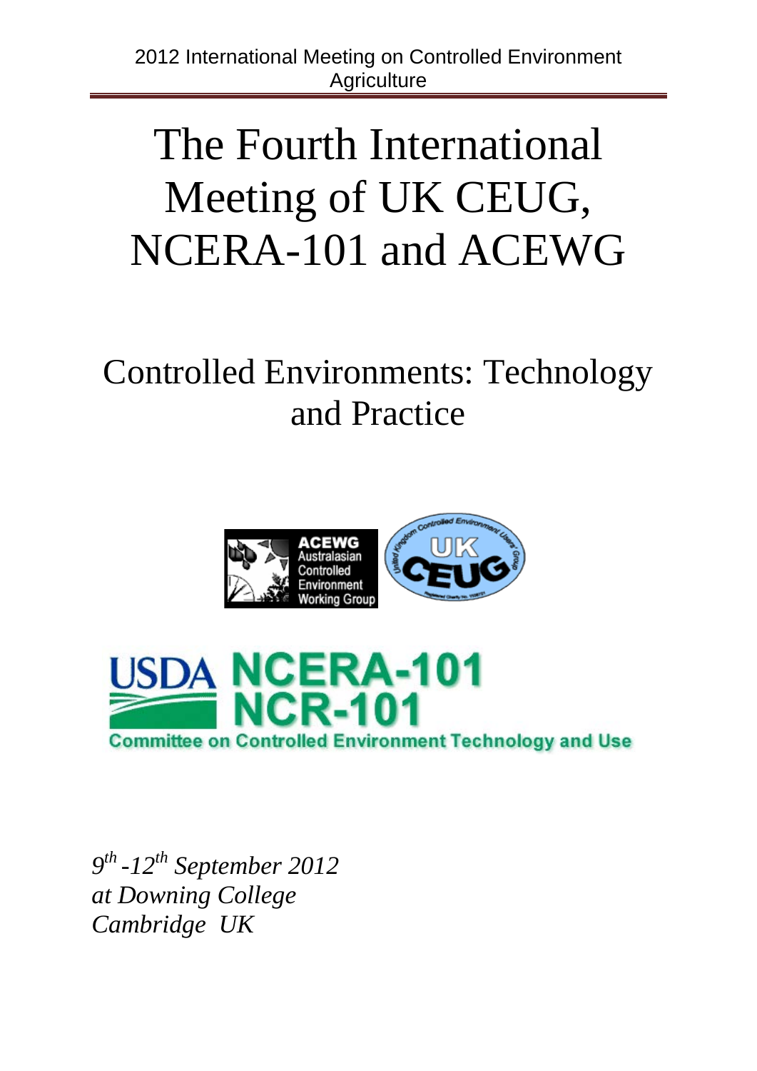# The Fourth International Meeting of UK CEUG, NCERA-101 and ACEWG

## Controlled Environments: Technology and Practice

ACEWG Australasian Controlled Environment Working Group

UK CEUG

USDA NCERA-101 NCR-101

Committee on Controlled Environment Technology and Use

*9th -12th September 2012*
*at Downing College*
*Cambridge UK*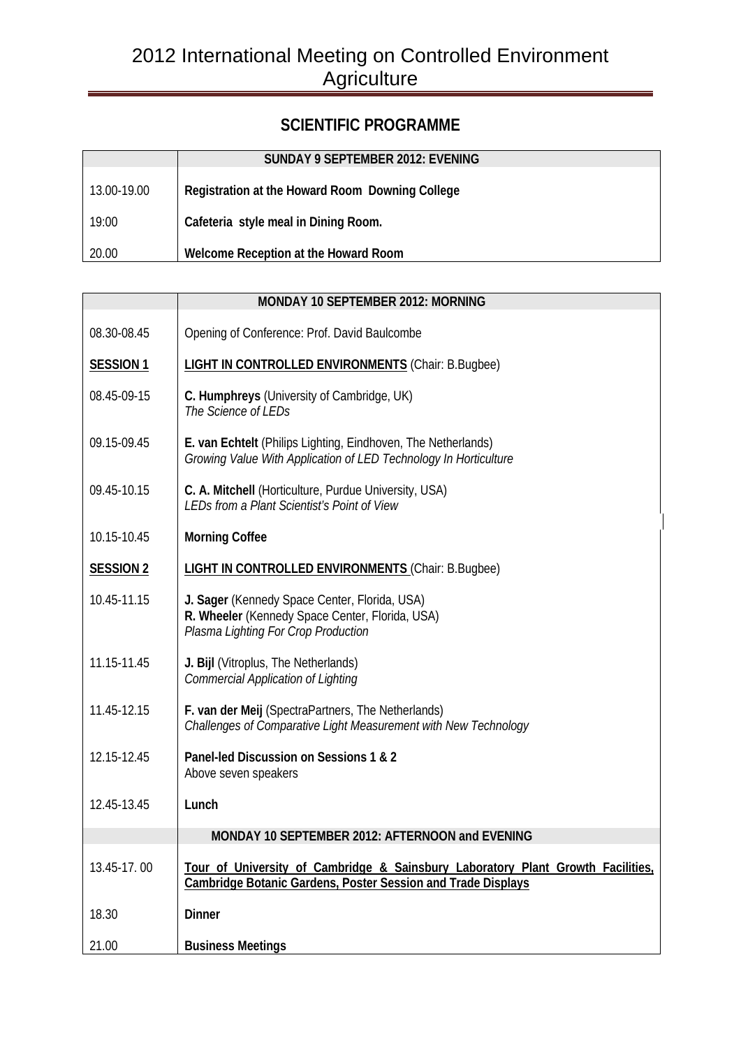# 2012 International Meeting on Controlled Environment Agriculture

## SCIENTIFIC PROGRAMME

| | SUNDAY 9 SEPTEMBER 2012: EVENING |
|---|---|
| 13.00-19.00 | **Registration at the Howard Room Downing College** |
| 19:00 | **Cafeteria style meal in Dining Room.** |
| 20.00 | **Welcome Reception at the Howard Room** |

| | MONDAY 10 SEPTEMBER 2012: MORNING |
|---|---|
| 08.30-08.45 | Opening of Conference: Prof. David Baulcombe |
| **SESSION 1** | **LIGHT IN CONTROLLED ENVIRONMENTS** (Chair: B.Bugbee) |
| 08.45-09-15 | **C. Humphreys** (University of Cambridge, UK)<br>*The Science of LEDs* |
| 09.15-09.45 | **E. van Echtelt** (Philips Lighting, Eindhoven, The Netherlands)<br>*Growing Value With Application of LED Technology In Horticulture* |
| 09.45-10.15 | **C. A. Mitchell** (Horticulture, Purdue University, USA)<br>*LEDs from a Plant Scientist's Point of View* |
| 10.15-10.45 | **Morning Coffee** |
| **SESSION 2** | **LIGHT IN CONTROLLED ENVIRONMENTS** (Chair: B.Bugbee) |
| 10.45-11.15 | **J. Sager** (Kennedy Space Center, Florida, USA)<br>**R. Wheeler** (Kennedy Space Center, Florida, USA)<br>*Plasma Lighting For Crop Production* |
| 11.15-11.45 | **J. Bijl** (Vitroplus, The Netherlands)<br>*Commercial Application of Lighting* |
| 11.45-12.15 | **F. van der Meij** (SpectraPartners, The Netherlands)<br>*Challenges of Comparative Light Measurement with New Technology* |
| 12.15-12.45 | **Panel-led Discussion on Sessions 1 & 2**<br>Above seven speakers |
| 12.45-13.45 | **Lunch** |
| | **MONDAY 10 SEPTEMBER 2012: AFTERNOON and EVENING** |
| 13.45-17. 00 | **Tour of University of Cambridge & Sainsbury Laboratory Plant Growth Facilities, Cambridge Botanic Gardens, Poster Session and Trade Displays** |
| 18.30 | **Dinner** |
| 21.00 | **Business Meetings** |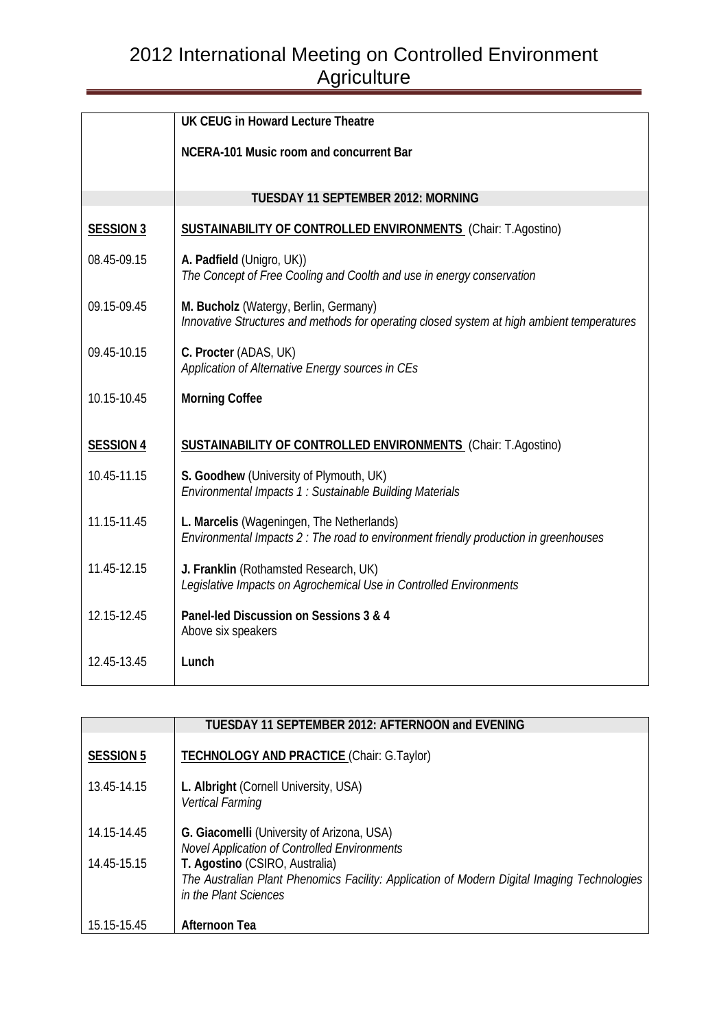# 2012 International Meeting on Controlled Environment Agriculture

| | |
|---|---|
| | **UK CEUG in Howard Lecture Theatre** |
| | **NCERA-101 Music room and concurrent Bar** |
| | **TUESDAY 11 SEPTEMBER 2012: MORNING** |
| **SESSION 3** | **SUSTAINABILITY OF CONTROLLED ENVIRONMENTS** (Chair: T.Agostino) |
| 08.45-09.15 | **A. Padfield** (Unigro, UK))<br>*The Concept of Free Cooling and Coolth and use in energy conservation* |
| 09.15-09.45 | **M. Bucholz** (Watergy, Berlin, Germany)<br>*Innovative Structures and methods for operating closed system at high ambient temperatures* |
| 09.45-10.15 | **C. Procter** (ADAS, UK)<br>*Application of Alternative Energy sources in CEs* |
| 10.15-10.45 | **Morning Coffee** |
| **SESSION 4** | **SUSTAINABILITY OF CONTROLLED ENVIRONMENTS** (Chair: T.Agostino) |
| 10.45-11.15 | **S. Goodhew** (University of Plymouth, UK)<br>*Environmental Impacts 1 : Sustainable Building Materials* |
| 11.15-11.45 | **L. Marcelis** (Wageningen, The Netherlands)<br>*Environmental Impacts 2 : The road to environment friendly production in greenhouses* |
| 11.45-12.15 | **J. Franklin** (Rothamsted Research, UK)<br>*Legislative Impacts on Agrochemical Use in Controlled Environments* |
| 12.15-12.45 | **Panel-led Discussion on Sessions 3 & 4**<br>Above six speakers |
| 12.45-13.45 | **Lunch** |

| | |
|---|---|
| | **TUESDAY 11 SEPTEMBER 2012: AFTERNOON and EVENING** |
| **SESSION 5** | **TECHNOLOGY AND PRACTICE** (Chair: G.Taylor) |
| 13.45-14.15 | **L. Albright** (Cornell University, USA)<br>*Vertical Farming* |
| 14.15-14.45 | **G. Giacomelli** (University of Arizona, USA)<br>*Novel Application of Controlled Environments* |
| 14.45-15.15 | **T. Agostino** (CSIRO, Australia)<br>*The Australian Plant Phenomics Facility: Application of Modern Digital Imaging Technologies in the Plant Sciences* |
| 15.15-15.45 | **Afternoon Tea** |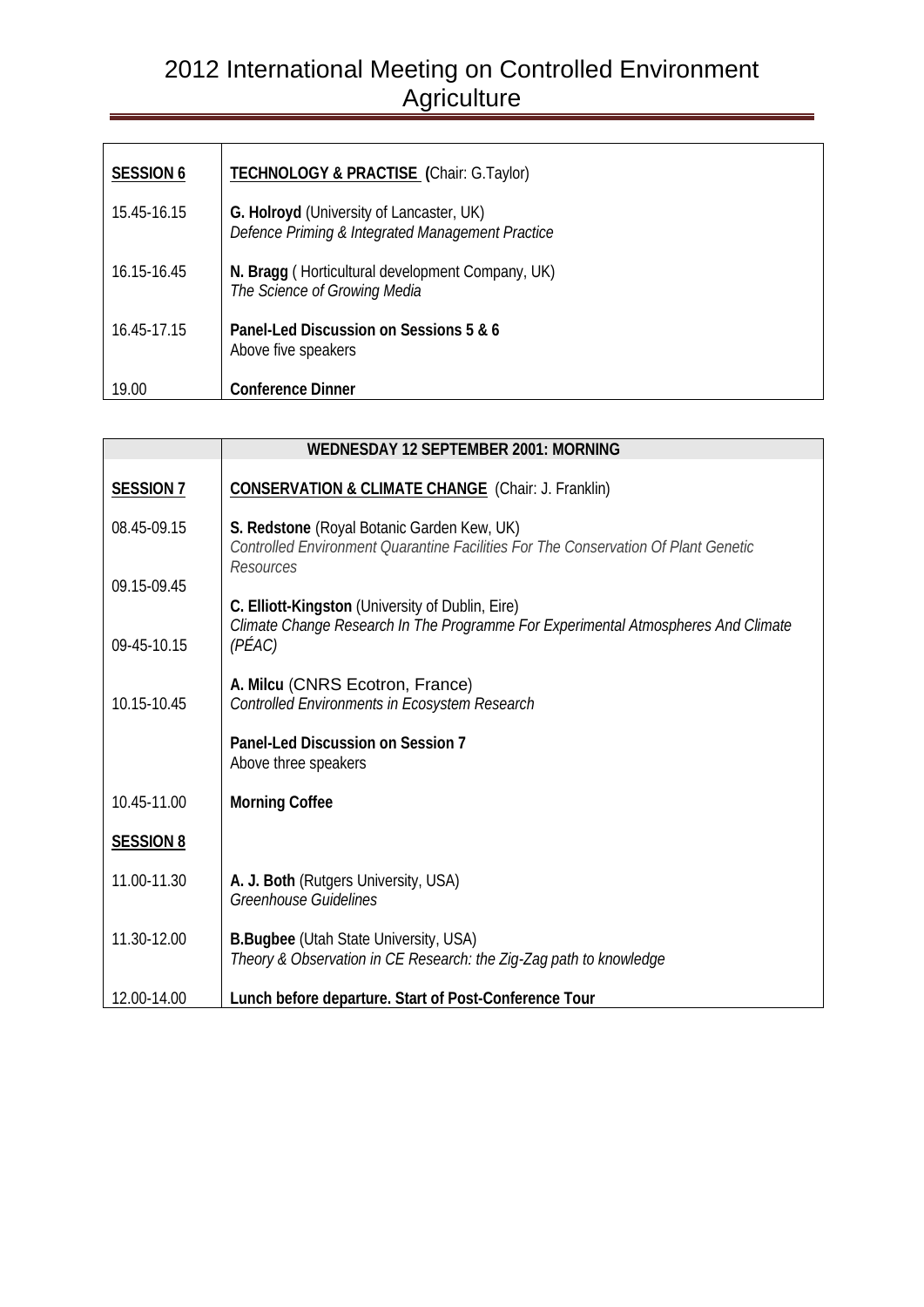# 2012 International Meeting on Controlled Environment Agriculture

| **SESSION 6** | **TECHNOLOGY & PRACTISE (**Chair: G.Taylor) |
|---|---|
| 15.45-16.15 | **G. Holroyd** (University of Lancaster, UK)<br>*Defence Priming & Integrated Management Practice* |
| 16.15-16.45 | **N. Bragg** ( Horticultural development Company, UK)<br>*The Science of Growing Media* |
| 16.45-17.15 | **Panel-Led Discussion on Sessions 5 & 6**<br>Above five speakers |
| 19.00 | **Conference Dinner** |

| | **WEDNESDAY 12 SEPTEMBER 2001: MORNING** |
|---|---|
| **SESSION 7** | **CONSERVATION & CLIMATE CHANGE** (Chair: J. Franklin) |
| 08.45-09.15 | **S. Redstone** (Royal Botanic Garden Kew, UK)<br>*Controlled Environment Quarantine Facilities For The Conservation Of Plant Genetic Resources* |
| 09.15-09.45 | **C. Elliott-Kingston** (University of Dublin, Eire)<br>*Climate Change Research In The Programme For Experimental Atmospheres And Climate (PÉAC)* |
| 09-45-10.15 | **A. Milcu** (CNRS Ecotron, France)<br>*Controlled Environments in Ecosystem Research* |
| 10.15-10.45 | **Panel-Led Discussion on Session 7**<br>Above three speakers |
| 10.45-11.00 | **Morning Coffee** |
| **SESSION 8** | |
| 11.00-11.30 | **A. J. Both** (Rutgers University, USA)<br>*Greenhouse Guidelines* |
| 11.30-12.00 | **B.Bugbee** (Utah State University, USA)<br>*Theory & Observation in CE Research: the Zig-Zag path to knowledge* |
| 12.00-14.00 | **Lunch before departure. Start of Post-Conference Tour** |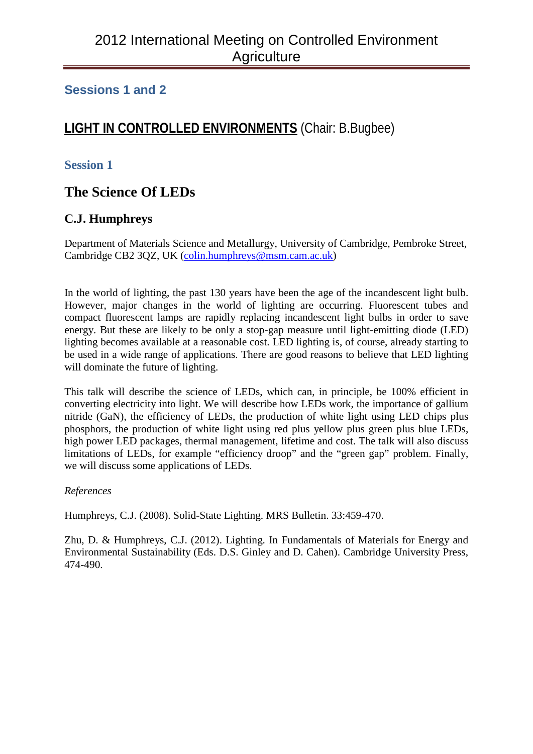## Sessions 1 and 2

## LIGHT IN CONTROLLED ENVIRONMENTS (Chair: B.Bugbee)

### Session 1

# The Science Of LEDs

## C.J. Humphreys

Department of Materials Science and Metallurgy, University of Cambridge, Pembroke Street, Cambridge CB2 3QZ, UK (colin.humphreys@msm.cam.ac.uk)

In the world of lighting, the past 130 years have been the age of the incandescent light bulb. However, major changes in the world of lighting are occurring. Fluorescent tubes and compact fluorescent lamps are rapidly replacing incandescent light bulbs in order to save energy. But these are likely to be only a stop-gap measure until light-emitting diode (LED) lighting becomes available at a reasonable cost. LED lighting is, of course, already starting to be used in a wide range of applications. There are good reasons to believe that LED lighting will dominate the future of lighting.

This talk will describe the science of LEDs, which can, in principle, be 100% efficient in converting electricity into light. We will describe how LEDs work, the importance of gallium nitride (GaN), the efficiency of LEDs, the production of white light using LED chips plus phosphors, the production of white light using red plus yellow plus green plus blue LEDs, high power LED packages, thermal management, lifetime and cost. The talk will also discuss limitations of LEDs, for example "efficiency droop" and the "green gap" problem. Finally, we will discuss some applications of LEDs.

*References*

Humphreys, C.J. (2008). Solid-State Lighting. MRS Bulletin. 33:459-470.

Zhu, D. & Humphreys, C.J. (2012). Lighting. In Fundamentals of Materials for Energy and Environmental Sustainability (Eds. D.S. Ginley and D. Cahen). Cambridge University Press, 474-490.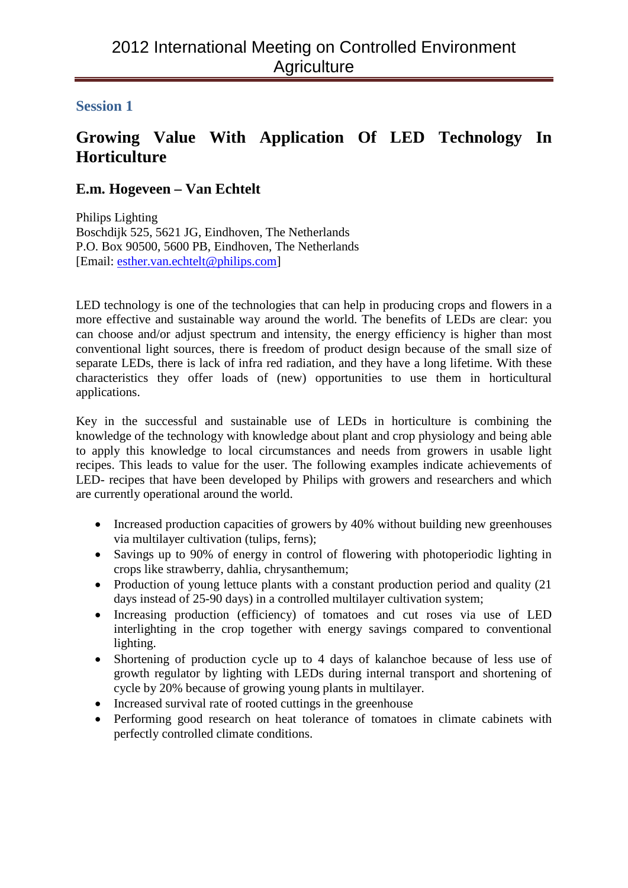## Session 1

# Growing Value With Application Of LED Technology In Horticulture

### E.m. Hogeveen – Van Echtelt

Philips Lighting
Boschdijk 525, 5621 JG, Eindhoven, The Netherlands
P.O. Box 90500, 5600 PB, Eindhoven, The Netherlands
[Email: esther.van.echtelt@philips.com]

LED technology is one of the technologies that can help in producing crops and flowers in a more effective and sustainable way around the world. The benefits of LEDs are clear: you can choose and/or adjust spectrum and intensity, the energy efficiency is higher than most conventional light sources, there is freedom of product design because of the small size of separate LEDs, there is lack of infra red radiation, and they have a long lifetime. With these characteristics they offer loads of (new) opportunities to use them in horticultural applications.

Key in the successful and sustainable use of LEDs in horticulture is combining the knowledge of the technology with knowledge about plant and crop physiology and being able to apply this knowledge to local circumstances and needs from growers in usable light recipes. This leads to value for the user. The following examples indicate achievements of LED- recipes that have been developed by Philips with growers and researchers and which are currently operational around the world.

- Increased production capacities of growers by 40% without building new greenhouses via multilayer cultivation (tulips, ferns);
- Savings up to 90% of energy in control of flowering with photoperiodic lighting in crops like strawberry, dahlia, chrysanthemum;
- Production of young lettuce plants with a constant production period and quality (21 days instead of 25-90 days) in a controlled multilayer cultivation system;
- Increasing production (efficiency) of tomatoes and cut roses via use of LED interlighting in the crop together with energy savings compared to conventional lighting.
- Shortening of production cycle up to 4 days of kalanchoe because of less use of growth regulator by lighting with LEDs during internal transport and shortening of cycle by 20% because of growing young plants in multilayer.
- Increased survival rate of rooted cuttings in the greenhouse
- Performing good research on heat tolerance of tomatoes in climate cabinets with perfectly controlled climate conditions.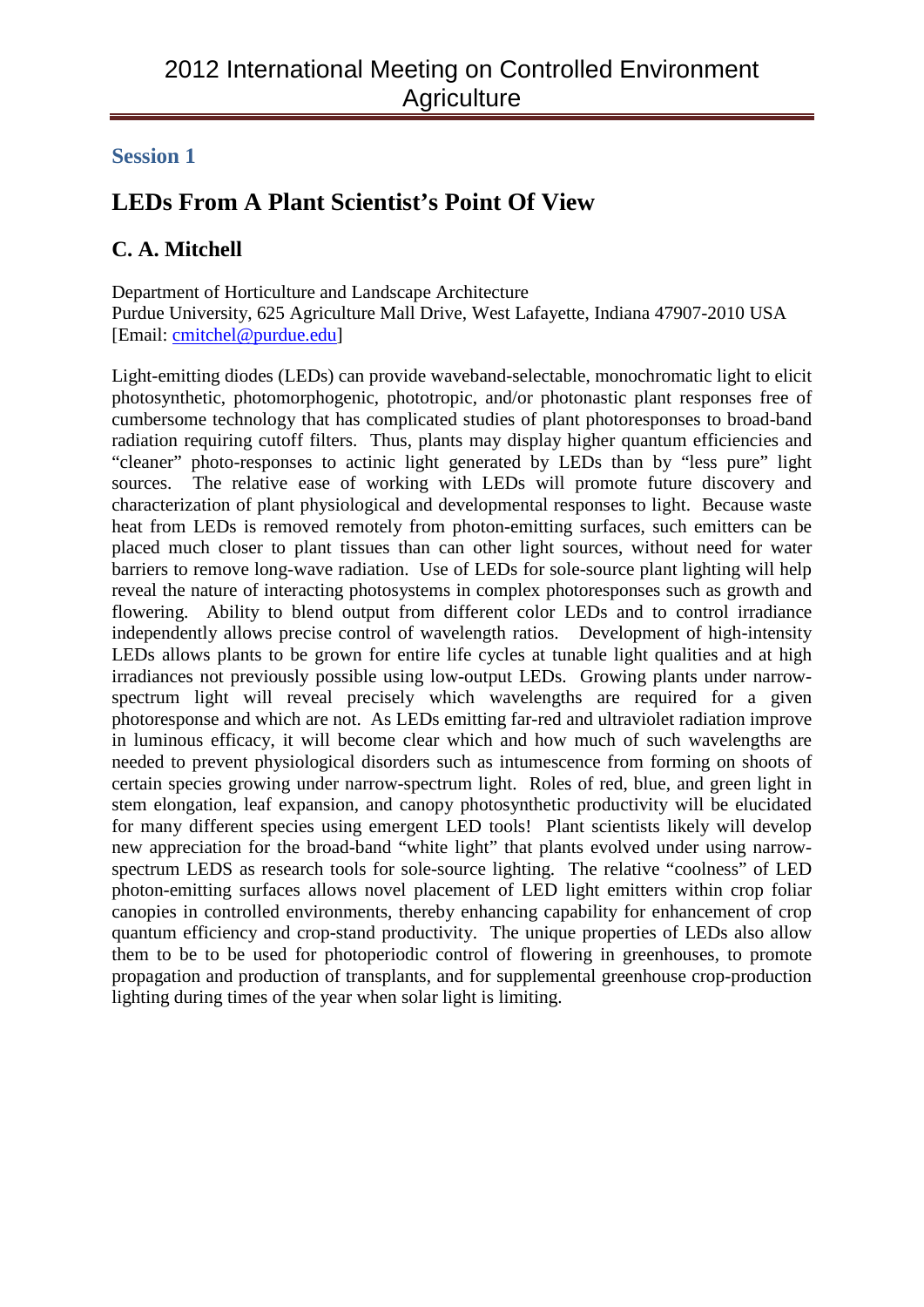## Session 1

# LEDs From A Plant Scientist's Point Of View

### C. A. Mitchell

Department of Horticulture and Landscape Architecture
Purdue University, 625 Agriculture Mall Drive, West Lafayette, Indiana 47907-2010 USA
[Email: cmitchel@purdue.edu]

Light-emitting diodes (LEDs) can provide waveband-selectable, monochromatic light to elicit photosynthetic, photomorphogenic, phototropic, and/or photonastic plant responses free of cumbersome technology that has complicated studies of plant photoresponses to broad-band radiation requiring cutoff filters. Thus, plants may display higher quantum efficiencies and "cleaner" photo-responses to actinic light generated by LEDs than by "less pure" light sources. The relative ease of working with LEDs will promote future discovery and characterization of plant physiological and developmental responses to light. Because waste heat from LEDs is removed remotely from photon-emitting surfaces, such emitters can be placed much closer to plant tissues than can other light sources, without need for water barriers to remove long-wave radiation. Use of LEDs for sole-source plant lighting will help reveal the nature of interacting photosystems in complex photoresponses such as growth and flowering. Ability to blend output from different color LEDs and to control irradiance independently allows precise control of wavelength ratios. Development of high-intensity LEDs allows plants to be grown for entire life cycles at tunable light qualities and at high irradiances not previously possible using low-output LEDs. Growing plants under narrow-spectrum light will reveal precisely which wavelengths are required for a given photoresponse and which are not. As LEDs emitting far-red and ultraviolet radiation improve in luminous efficacy, it will become clear which and how much of such wavelengths are needed to prevent physiological disorders such as intumescence from forming on shoots of certain species growing under narrow-spectrum light. Roles of red, blue, and green light in stem elongation, leaf expansion, and canopy photosynthetic productivity will be elucidated for many different species using emergent LED tools! Plant scientists likely will develop new appreciation for the broad-band "white light" that plants evolved under using narrow-spectrum LEDS as research tools for sole-source lighting. The relative "coolness" of LED photon-emitting surfaces allows novel placement of LED light emitters within crop foliar canopies in controlled environments, thereby enhancing capability for enhancement of crop quantum efficiency and crop-stand productivity. The unique properties of LEDs also allow them to be to be used for photoperiodic control of flowering in greenhouses, to promote propagation and production of transplants, and for supplemental greenhouse crop-production lighting during times of the year when solar light is limiting.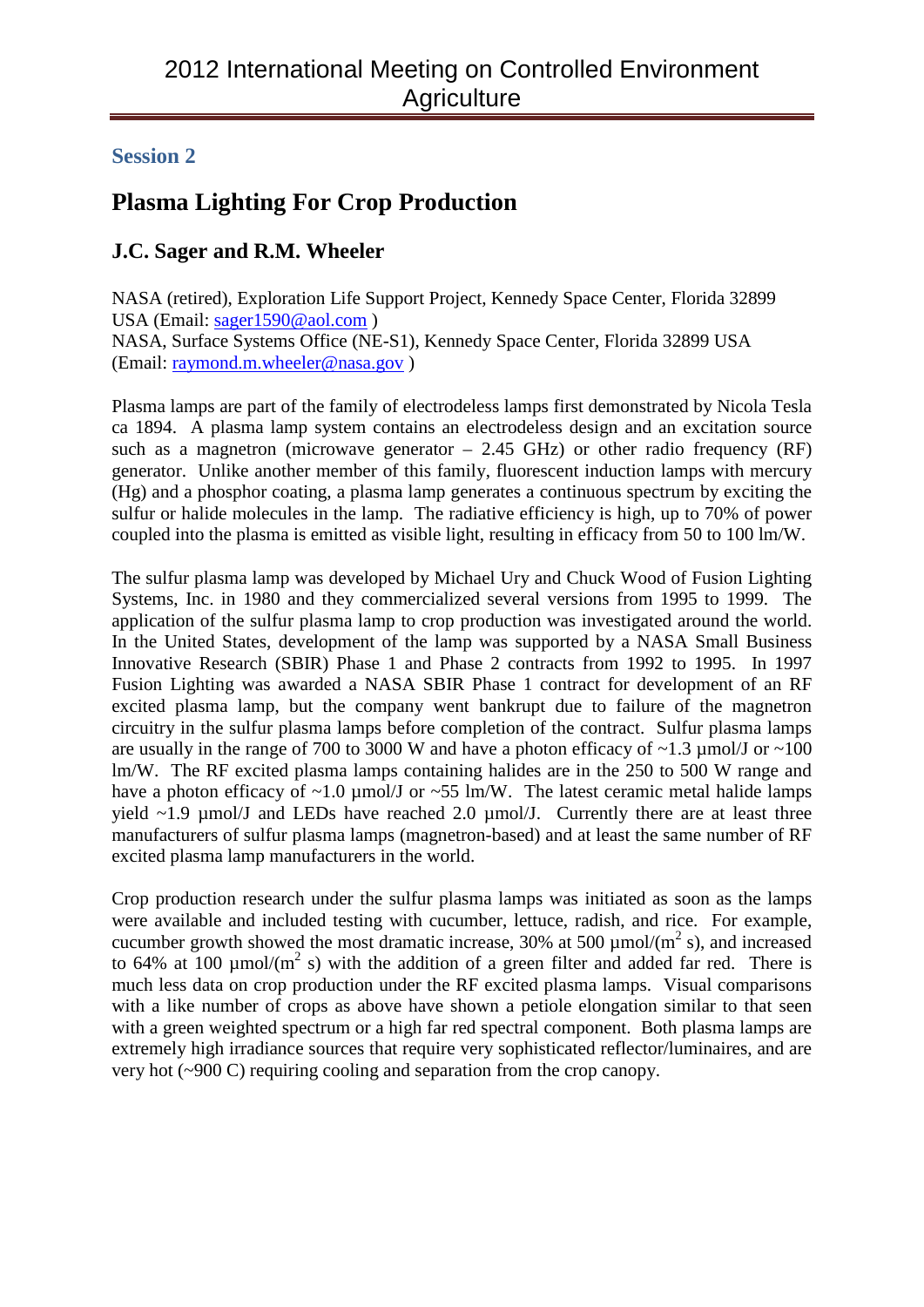## Session 2

# Plasma Lighting For Crop Production

### J.C. Sager and R.M. Wheeler

NASA (retired), Exploration Life Support Project, Kennedy Space Center, Florida 32899 USA (Email: sager1590@aol.com )
NASA, Surface Systems Office (NE-S1), Kennedy Space Center, Florida 32899 USA (Email: raymond.m.wheeler@nasa.gov )

Plasma lamps are part of the family of electrodeless lamps first demonstrated by Nicola Tesla ca 1894. A plasma lamp system contains an electrodeless design and an excitation source such as a magnetron (microwave generator – 2.45 GHz) or other radio frequency (RF) generator. Unlike another member of this family, fluorescent induction lamps with mercury (Hg) and a phosphor coating, a plasma lamp generates a continuous spectrum by exciting the sulfur or halide molecules in the lamp. The radiative efficiency is high, up to 70% of power coupled into the plasma is emitted as visible light, resulting in efficacy from 50 to 100 lm/W.

The sulfur plasma lamp was developed by Michael Ury and Chuck Wood of Fusion Lighting Systems, Inc. in 1980 and they commercialized several versions from 1995 to 1999. The application of the sulfur plasma lamp to crop production was investigated around the world. In the United States, development of the lamp was supported by a NASA Small Business Innovative Research (SBIR) Phase 1 and Phase 2 contracts from 1992 to 1995. In 1997 Fusion Lighting was awarded a NASA SBIR Phase 1 contract for development of an RF excited plasma lamp, but the company went bankrupt due to failure of the magnetron circuitry in the sulfur plasma lamps before completion of the contract. Sulfur plasma lamps are usually in the range of 700 to 3000 W and have a photon efficacy of ~1.3 µmol/J or ~100 lm/W. The RF excited plasma lamps containing halides are in the 250 to 500 W range and have a photon efficacy of ~1.0 µmol/J or ~55 lm/W. The latest ceramic metal halide lamps yield ~1.9 µmol/J and LEDs have reached 2.0 µmol/J. Currently there are at least three manufacturers of sulfur plasma lamps (magnetron-based) and at least the same number of RF excited plasma lamp manufacturers in the world.

Crop production research under the sulfur plasma lamps was initiated as soon as the lamps were available and included testing with cucumber, lettuce, radish, and rice. For example, cucumber growth showed the most dramatic increase, 30% at 500 µmol/($m^2$ s), and increased to 64% at 100 µmol/($m^2$ s) with the addition of a green filter and added far red. There is much less data on crop production under the RF excited plasma lamps. Visual comparisons with a like number of crops as above have shown a petiole elongation similar to that seen with a green weighted spectrum or a high far red spectral component. Both plasma lamps are extremely high irradiance sources that require very sophisticated reflector/luminaires, and are very hot (~900 C) requiring cooling and separation from the crop canopy.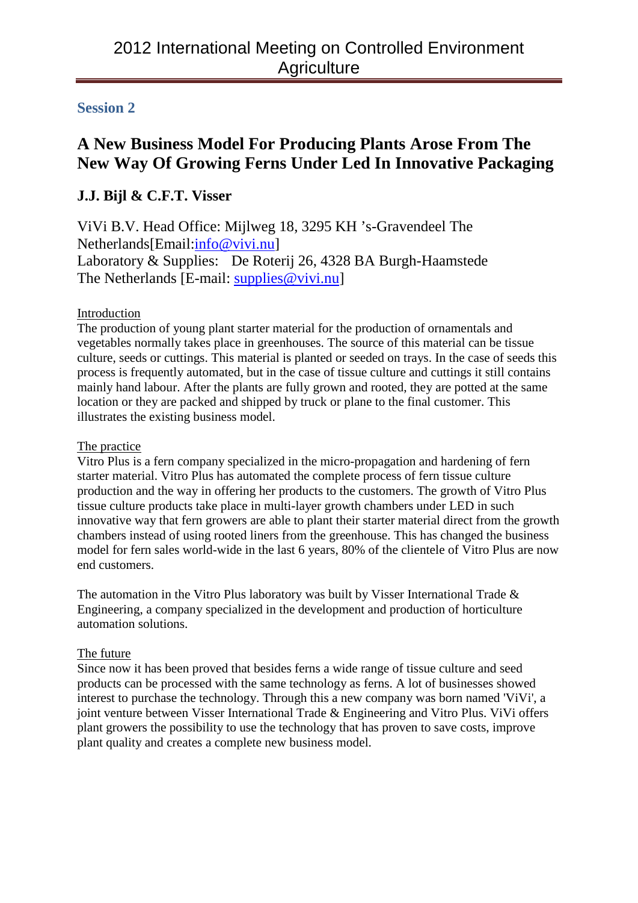## Session 2

# A New Business Model For Producing Plants Arose From The New Way Of Growing Ferns Under Led In Innovative Packaging

## J.J. Bijl & C.F.T. Visser

ViVi B.V. Head Office: Mijlweg 18, 3295 KH 's-Gravendeel The Netherlands[Email:info@vivi.nu]
Laboratory & Supplies: De Roterij 26, 4328 BA Burgh-Haamstede The Netherlands [E-mail: supplies@vivi.nu]

### Introduction

The production of young plant starter material for the production of ornamentals and vegetables normally takes place in greenhouses. The source of this material can be tissue culture, seeds or cuttings. This material is planted or seeded on trays. In the case of seeds this process is frequently automated, but in the case of tissue culture and cuttings it still contains mainly hand labour. After the plants are fully grown and rooted, they are potted at the same location or they are packed and shipped by truck or plane to the final customer. This illustrates the existing business model.

### The practice

Vitro Plus is a fern company specialized in the micro-propagation and hardening of fern starter material. Vitro Plus has automated the complete process of fern tissue culture production and the way in offering her products to the customers. The growth of Vitro Plus tissue culture products take place in multi-layer growth chambers under LED in such innovative way that fern growers are able to plant their starter material direct from the growth chambers instead of using rooted liners from the greenhouse. This has changed the business model for fern sales world-wide in the last 6 years, 80% of the clientele of Vitro Plus are now end customers.

The automation in the Vitro Plus laboratory was built by Visser International Trade & Engineering, a company specialized in the development and production of horticulture automation solutions.

### The future

Since now it has been proved that besides ferns a wide range of tissue culture and seed products can be processed with the same technology as ferns. A lot of businesses showed interest to purchase the technology. Through this a new company was born named 'ViVi', a joint venture between Visser International Trade & Engineering and Vitro Plus. ViVi offers plant growers the possibility to use the technology that has proven to save costs, improve plant quality and creates a complete new business model.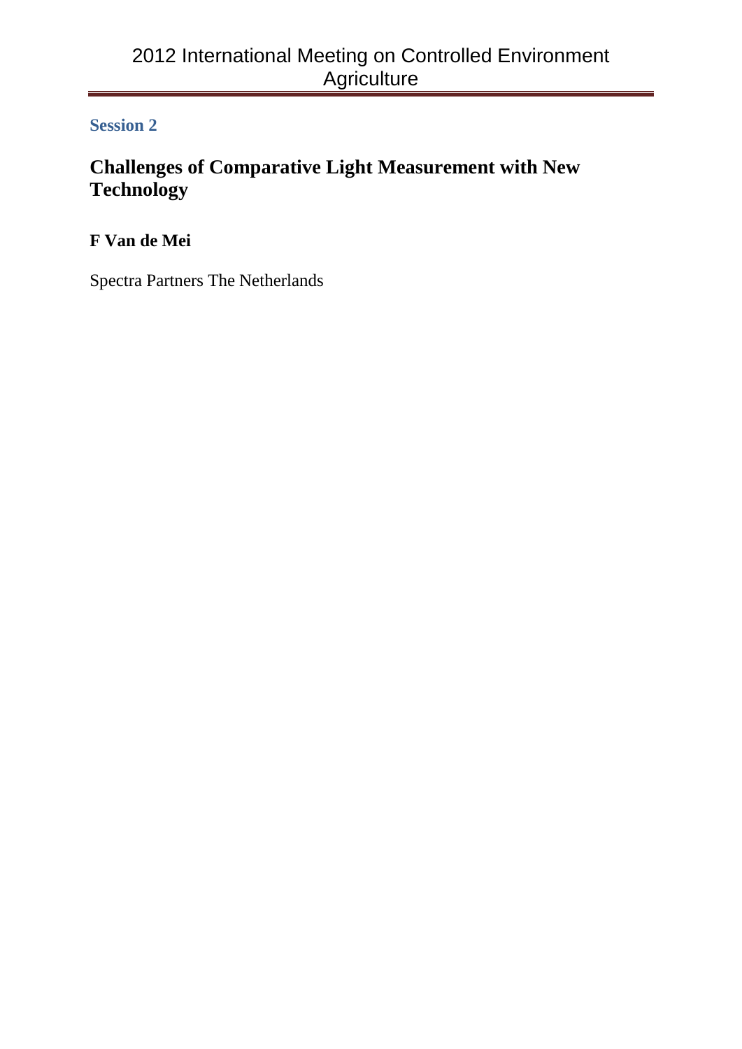**Session 2**

# Challenges of Comparative Light Measurement with New Technology

**F Van de Mei**

Spectra Partners The Netherlands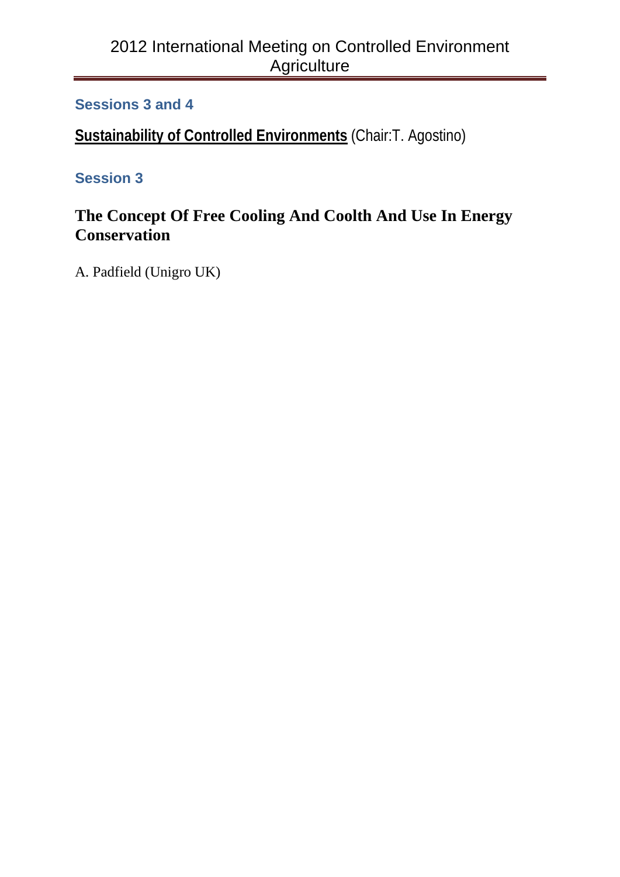### Sessions 3 and 4

**Sustainability of Controlled Environments** (Chair:T. Agostino)

### Session 3

## The Concept Of Free Cooling And Coolth And Use In Energy Conservation

A. Padfield (Unigro UK)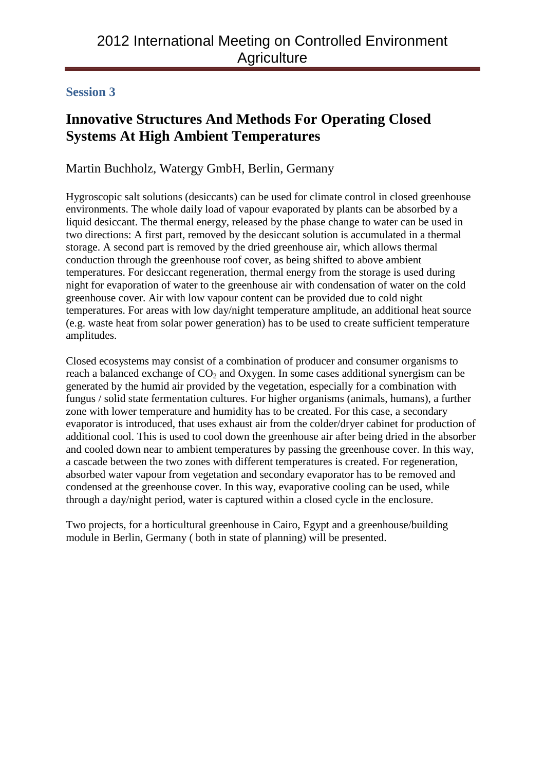## Session 3

# Innovative Structures And Methods For Operating Closed Systems At High Ambient Temperatures

Martin Buchholz, Watergy GmbH, Berlin, Germany

Hygroscopic salt solutions (desiccants) can be used for climate control in closed greenhouse environments. The whole daily load of vapour evaporated by plants can be absorbed by a liquid desiccant. The thermal energy, released by the phase change to water can be used in two directions: A first part, removed by the desiccant solution is accumulated in a thermal storage. A second part is removed by the dried greenhouse air, which allows thermal conduction through the greenhouse roof cover, as being shifted to above ambient temperatures. For desiccant regeneration, thermal energy from the storage is used during night for evaporation of water to the greenhouse air with condensation of water on the cold greenhouse cover. Air with low vapour content can be provided due to cold night temperatures. For areas with low day/night temperature amplitude, an additional heat source (e.g. waste heat from solar power generation) has to be used to create sufficient temperature amplitudes.

Closed ecosystems may consist of a combination of producer and consumer organisms to reach a balanced exchange of $CO_2$ and Oxygen. In some cases additional synergism can be generated by the humid air provided by the vegetation, especially for a combination with fungus / solid state fermentation cultures. For higher organisms (animals, humans), a further zone with lower temperature and humidity has to be created. For this case, a secondary evaporator is introduced, that uses exhaust air from the colder/dryer cabinet for production of additional cool. This is used to cool down the greenhouse air after being dried in the absorber and cooled down near to ambient temperatures by passing the greenhouse cover. In this way, a cascade between the two zones with different temperatures is created. For regeneration, absorbed water vapour from vegetation and secondary evaporator has to be removed and condensed at the greenhouse cover. In this way, evaporative cooling can be used, while through a day/night period, water is captured within a closed cycle in the enclosure.

Two projects, for a horticultural greenhouse in Cairo, Egypt and a greenhouse/building module in Berlin, Germany ( both in state of planning) will be presented.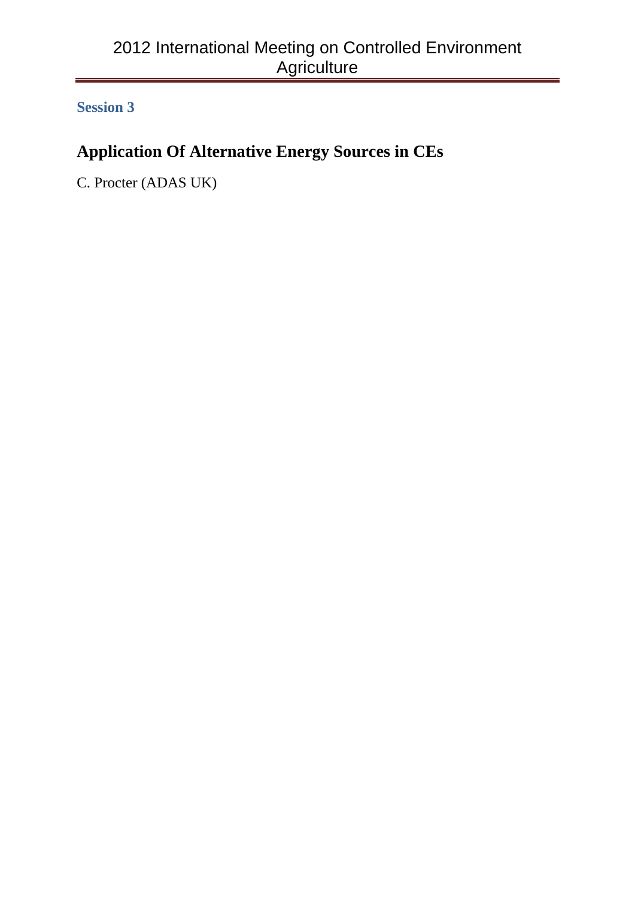**Session 3**

## Application Of Alternative Energy Sources in CEs

C. Procter (ADAS UK)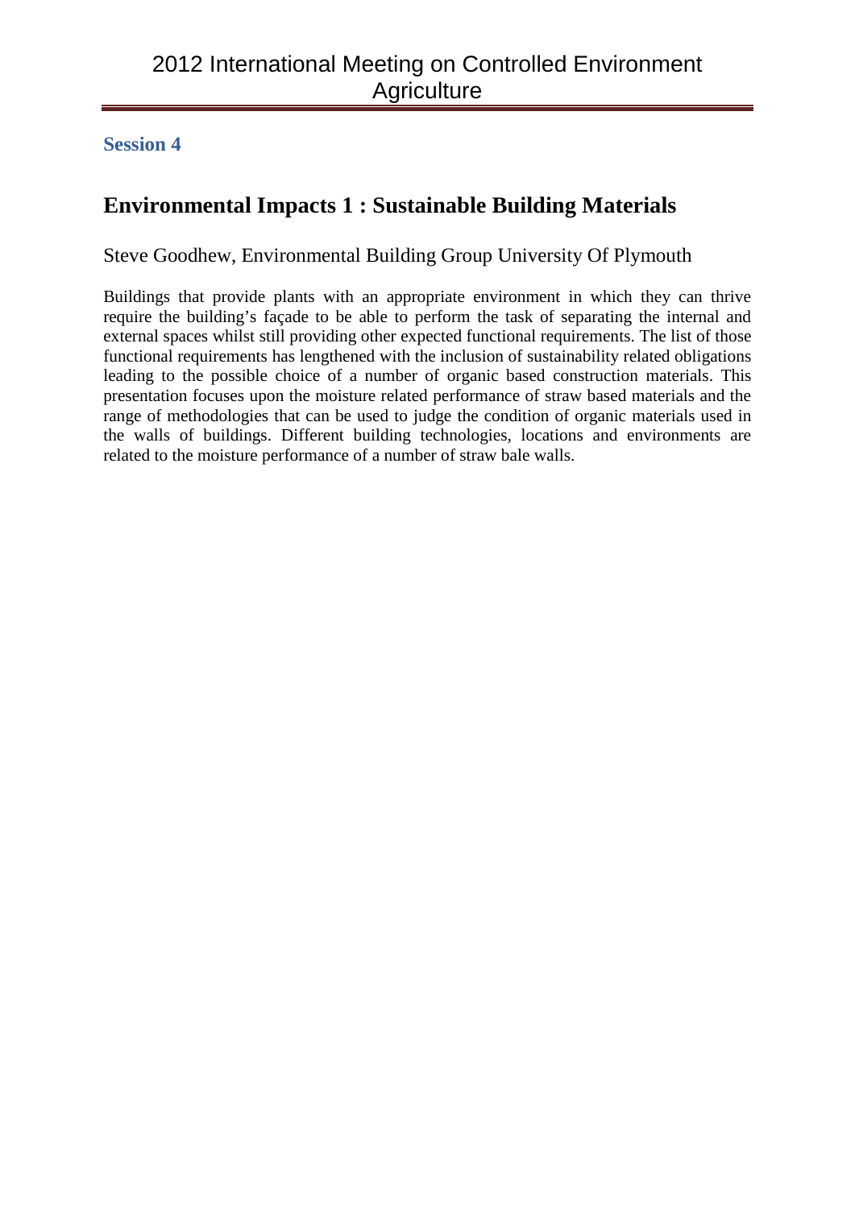**Session 4**

## Environmental Impacts 1 : Sustainable Building Materials

Steve Goodhew, Environmental Building Group University Of Plymouth

Buildings that provide plants with an appropriate environment in which they can thrive require the building's façade to be able to perform the task of separating the internal and external spaces whilst still providing other expected functional requirements. The list of those functional requirements has lengthened with the inclusion of sustainability related obligations leading to the possible choice of a number of organic based construction materials. This presentation focuses upon the moisture related performance of straw based materials and the range of methodologies that can be used to judge the condition of organic materials used in the walls of buildings. Different building technologies, locations and environments are related to the moisture performance of a number of straw bale walls.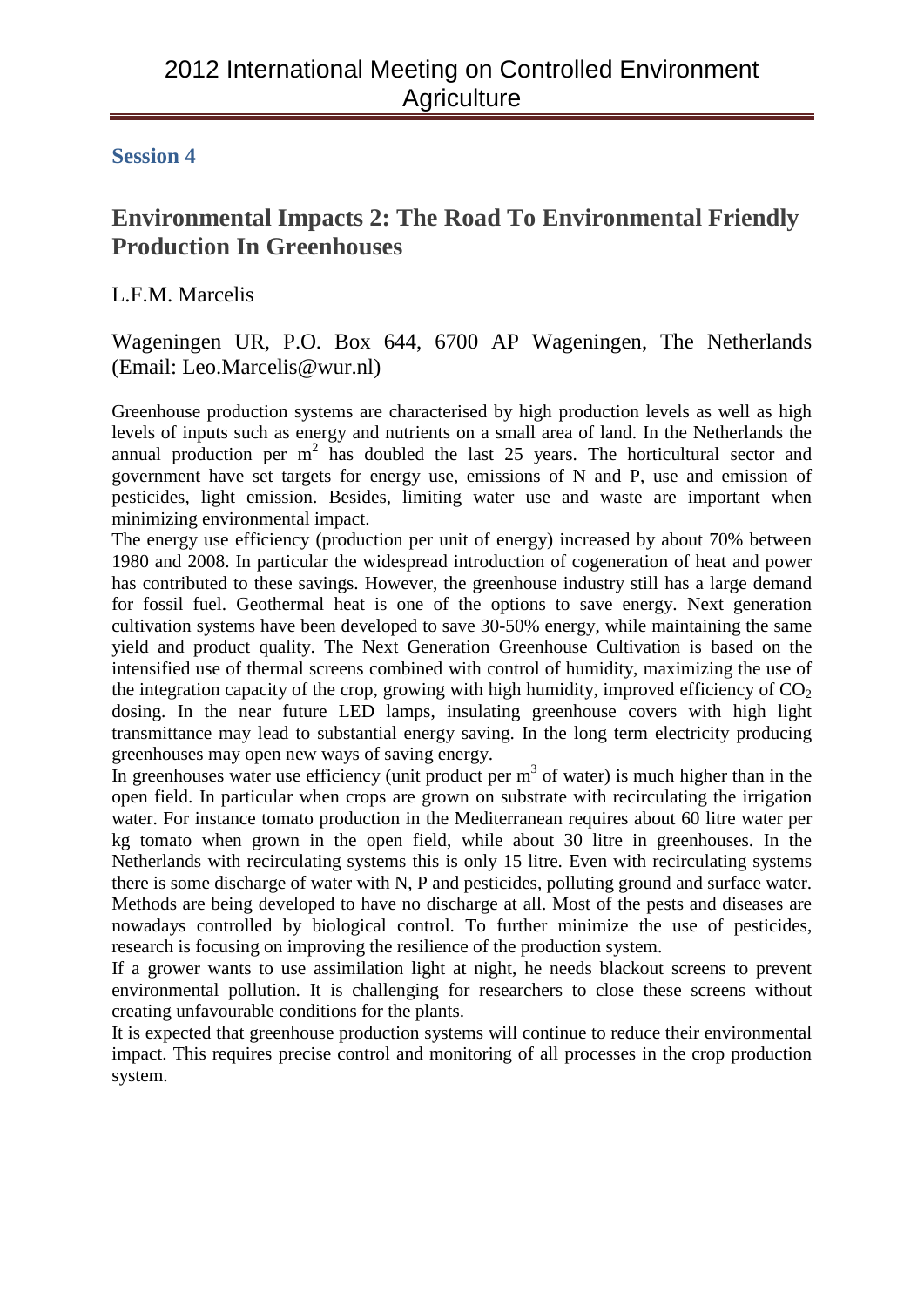## Session 4

# Environmental Impacts 2: The Road To Environmental Friendly Production In Greenhouses

L.F.M. Marcelis

Wageningen UR, P.O. Box 644, 6700 AP Wageningen, The Netherlands (Email: Leo.Marcelis@wur.nl)

Greenhouse production systems are characterised by high production levels as well as high levels of inputs such as energy and nutrients on a small area of land. In the Netherlands the annual production per $m^2$ has doubled the last 25 years. The horticultural sector and government have set targets for energy use, emissions of N and P, use and emission of pesticides, light emission. Besides, limiting water use and waste are important when minimizing environmental impact.

The energy use efficiency (production per unit of energy) increased by about 70% between 1980 and 2008. In particular the widespread introduction of cogeneration of heat and power has contributed to these savings. However, the greenhouse industry still has a large demand for fossil fuel. Geothermal heat is one of the options to save energy. Next generation cultivation systems have been developed to save 30-50% energy, while maintaining the same yield and product quality. The Next Generation Greenhouse Cultivation is based on the intensified use of thermal screens combined with control of humidity, maximizing the use of the integration capacity of the crop, growing with high humidity, improved efficiency of $CO_2$ dosing. In the near future LED lamps, insulating greenhouse covers with high light transmittance may lead to substantial energy saving. In the long term electricity producing greenhouses may open new ways of saving energy.

In greenhouses water use efficiency (unit product per $m^3$ of water) is much higher than in the open field. In particular when crops are grown on substrate with recirculating the irrigation water. For instance tomato production in the Mediterranean requires about 60 litre water per kg tomato when grown in the open field, while about 30 litre in greenhouses. In the Netherlands with recirculating systems this is only 15 litre. Even with recirculating systems there is some discharge of water with N, P and pesticides, polluting ground and surface water. Methods are being developed to have no discharge at all. Most of the pests and diseases are nowadays controlled by biological control. To further minimize the use of pesticides, research is focusing on improving the resilience of the production system.

If a grower wants to use assimilation light at night, he needs blackout screens to prevent environmental pollution. It is challenging for researchers to close these screens without creating unfavourable conditions for the plants.

It is expected that greenhouse production systems will continue to reduce their environmental impact. This requires precise control and monitoring of all processes in the crop production system.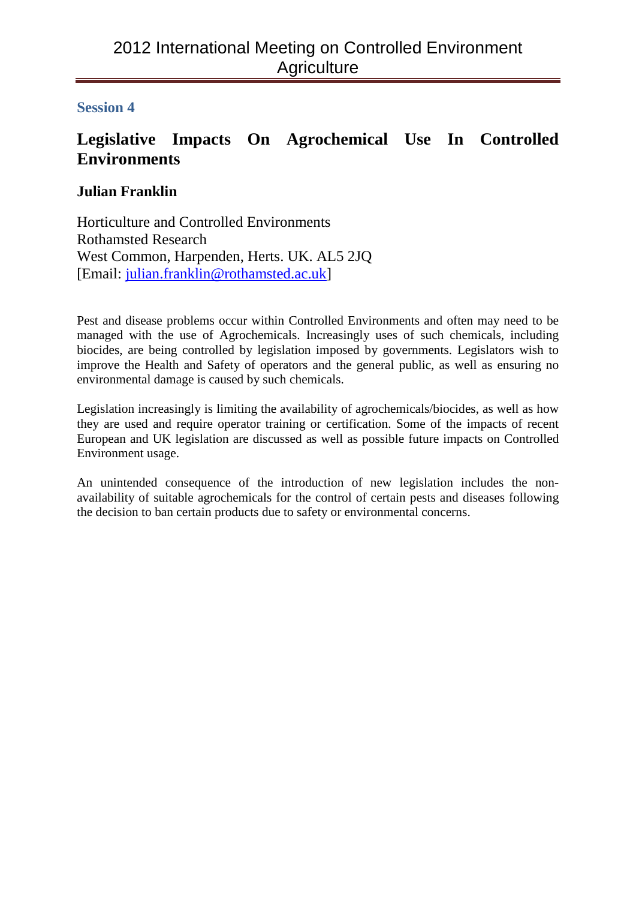## Session 4

# Legislative Impacts On Agrochemical Use In Controlled Environments

**Julian Franklin**

Horticulture and Controlled Environments
Rothamsted Research
West Common, Harpenden, Herts. UK. AL5 2JQ
[Email: julian.franklin@rothamsted.ac.uk]

Pest and disease problems occur within Controlled Environments and often may need to be managed with the use of Agrochemicals. Increasingly uses of such chemicals, including biocides, are being controlled by legislation imposed by governments. Legislators wish to improve the Health and Safety of operators and the general public, as well as ensuring no environmental damage is caused by such chemicals.

Legislation increasingly is limiting the availability of agrochemicals/biocides, as well as how they are used and require operator training or certification. Some of the impacts of recent European and UK legislation are discussed as well as possible future impacts on Controlled Environment usage.

An unintended consequence of the introduction of new legislation includes the non-availability of suitable agrochemicals for the control of certain pests and diseases following the decision to ban certain products due to safety or environmental concerns.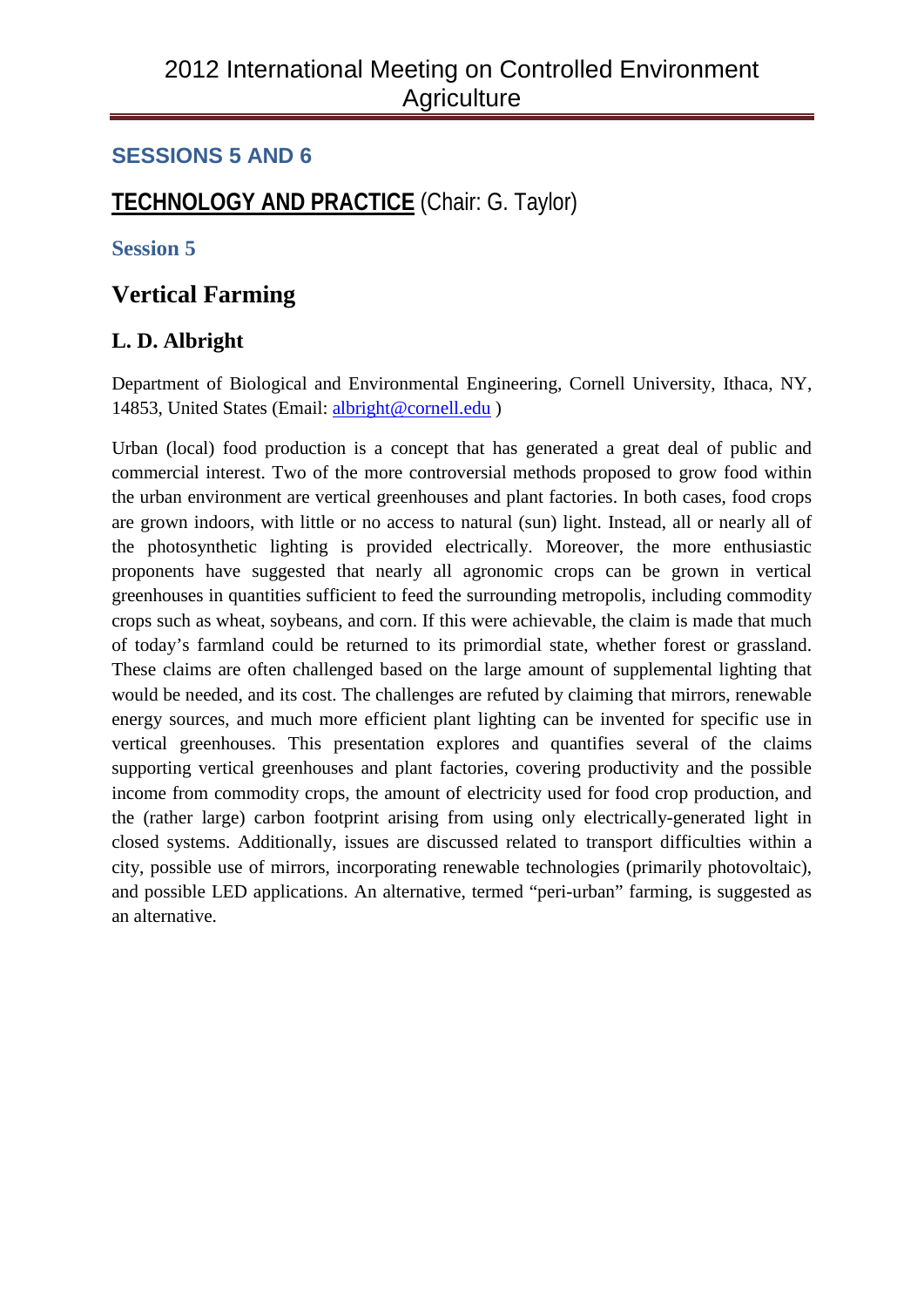## SESSIONS 5 AND 6

## TECHNOLOGY AND PRACTICE (Chair: G. Taylor)

### Session 5

# Vertical Farming

### L. D. Albright

Department of Biological and Environmental Engineering, Cornell University, Ithaca, NY, 14853, United States (Email: albright@cornell.edu )

Urban (local) food production is a concept that has generated a great deal of public and commercial interest. Two of the more controversial methods proposed to grow food within the urban environment are vertical greenhouses and plant factories. In both cases, food crops are grown indoors, with little or no access to natural (sun) light. Instead, all or nearly all of the photosynthetic lighting is provided electrically. Moreover, the more enthusiastic proponents have suggested that nearly all agronomic crops can be grown in vertical greenhouses in quantities sufficient to feed the surrounding metropolis, including commodity crops such as wheat, soybeans, and corn. If this were achievable, the claim is made that much of today's farmland could be returned to its primordial state, whether forest or grassland. These claims are often challenged based on the large amount of supplemental lighting that would be needed, and its cost. The challenges are refuted by claiming that mirrors, renewable energy sources, and much more efficient plant lighting can be invented for specific use in vertical greenhouses. This presentation explores and quantifies several of the claims supporting vertical greenhouses and plant factories, covering productivity and the possible income from commodity crops, the amount of electricity used for food crop production, and the (rather large) carbon footprint arising from using only electrically-generated light in closed systems. Additionally, issues are discussed related to transport difficulties within a city, possible use of mirrors, incorporating renewable technologies (primarily photovoltaic), and possible LED applications. An alternative, termed "peri-urban" farming, is suggested as an alternative.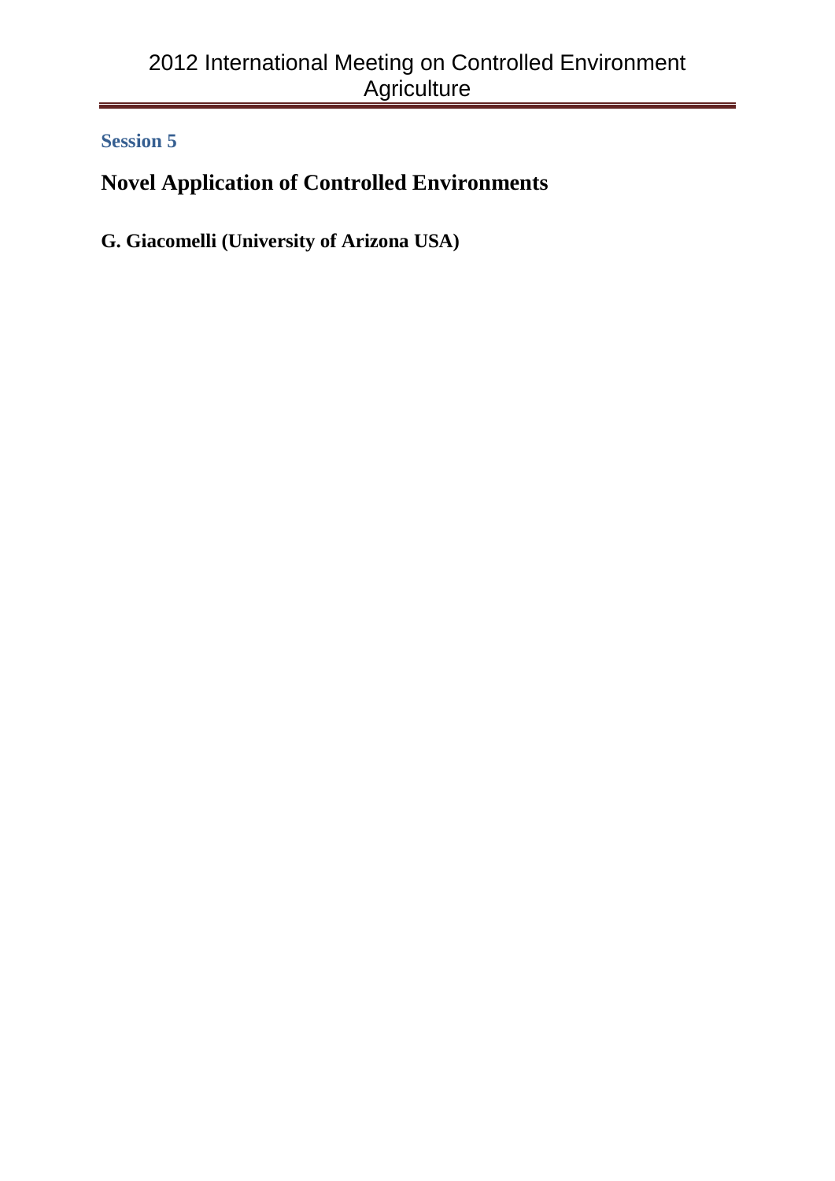## Session 5

# Novel Application of Controlled Environments

**G. Giacomelli (University of Arizona USA)**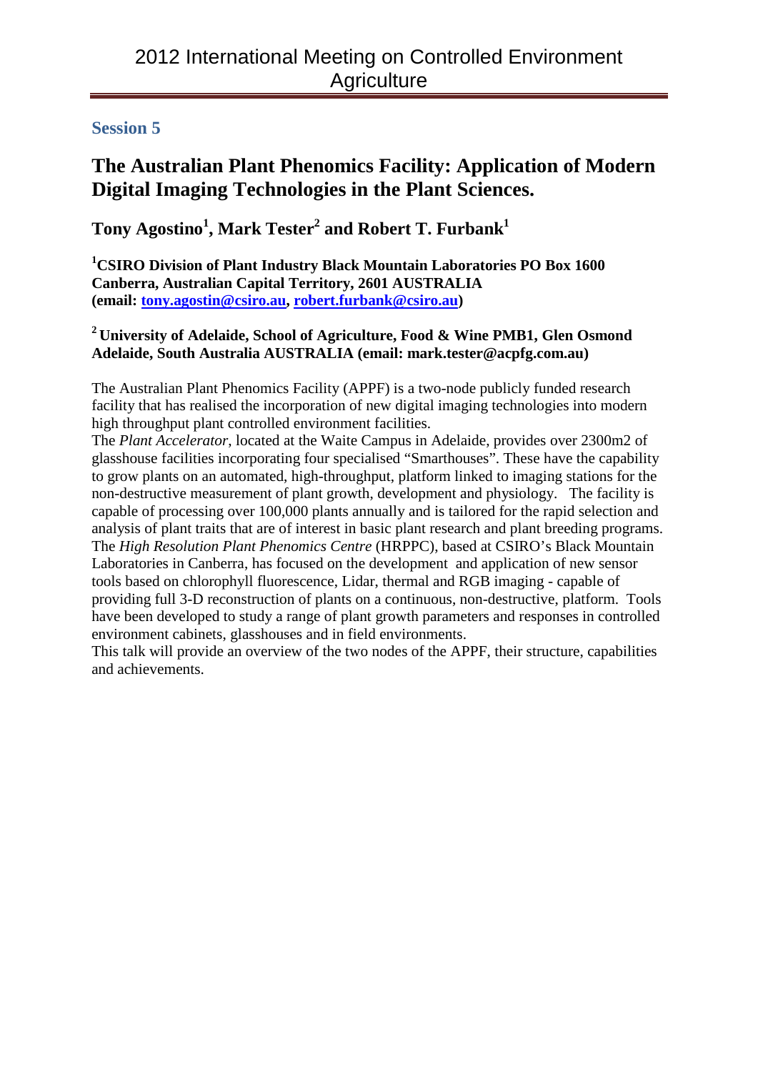## Session 5

# The Australian Plant Phenomics Facility: Application of Modern Digital Imaging Technologies in the Plant Sciences.

**Tony Agostino[1], Mark Tester[2] and Robert T. Furbank[1]**

**[1]CSIRO Division of Plant Industry Black Mountain Laboratories PO Box 1600 Canberra, Australian Capital Territory, 2601 AUSTRALIA (email: tony.agostin@csiro.au, robert.furbank@csiro.au)**

**[2] University of Adelaide, School of Agriculture, Food & Wine PMB1, Glen Osmond Adelaide, South Australia AUSTRALIA (email: mark.tester@acpfg.com.au)**

The Australian Plant Phenomics Facility (APPF) is a two-node publicly funded research facility that has realised the incorporation of new digital imaging technologies into modern high throughput plant controlled environment facilities.

The *Plant Accelerator*, located at the Waite Campus in Adelaide, provides over 2300m2 of glasshouse facilities incorporating four specialised “Smarthouses”. These have the capability to grow plants on an automated, high-throughput, platform linked to imaging stations for the non-destructive measurement of plant growth, development and physiology. The facility is capable of processing over 100,000 plants annually and is tailored for the rapid selection and analysis of plant traits that are of interest in basic plant research and plant breeding programs.

The *High Resolution Plant Phenomics Centre* (HRPPC), based at CSIRO’s Black Mountain Laboratories in Canberra, has focused on the development and application of new sensor tools based on chlorophyll fluorescence, Lidar, thermal and RGB imaging - capable of providing full 3-D reconstruction of plants on a continuous, non-destructive, platform. Tools have been developed to study a range of plant growth parameters and responses in controlled environment cabinets, glasshouses and in field environments.

This talk will provide an overview of the two nodes of the APPF, their structure, capabilities and achievements.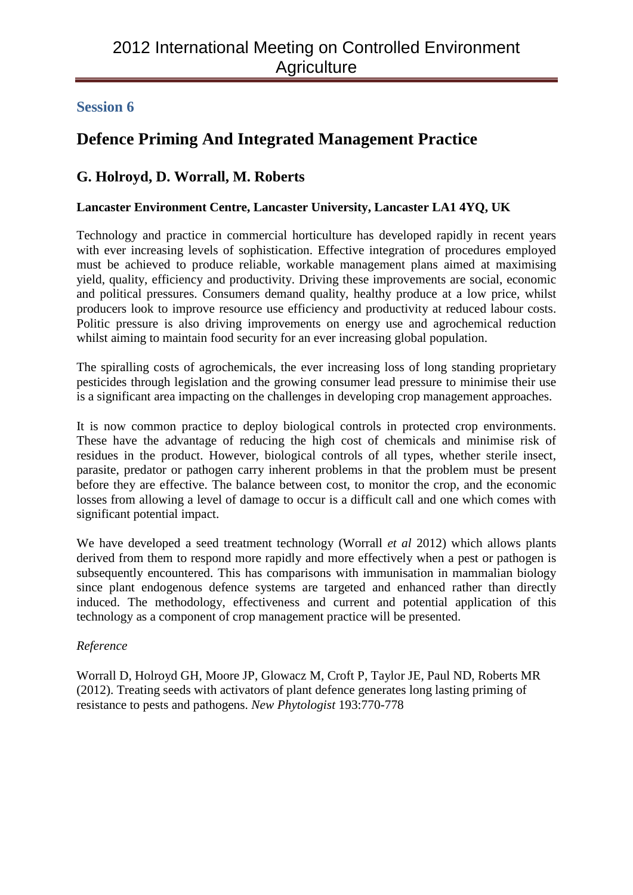## Session 6

# Defence Priming And Integrated Management Practice

## G. Holroyd, D. Worrall, M. Roberts

**Lancaster Environment Centre, Lancaster University, Lancaster LA1 4YQ, UK**

Technology and practice in commercial horticulture has developed rapidly in recent years with ever increasing levels of sophistication. Effective integration of procedures employed must be achieved to produce reliable, workable management plans aimed at maximising yield, quality, efficiency and productivity. Driving these improvements are social, economic and political pressures. Consumers demand quality, healthy produce at a low price, whilst producers look to improve resource use efficiency and productivity at reduced labour costs. Politic pressure is also driving improvements on energy use and agrochemical reduction whilst aiming to maintain food security for an ever increasing global population.

The spiralling costs of agrochemicals, the ever increasing loss of long standing proprietary pesticides through legislation and the growing consumer lead pressure to minimise their use is a significant area impacting on the challenges in developing crop management approaches.

It is now common practice to deploy biological controls in protected crop environments. These have the advantage of reducing the high cost of chemicals and minimise risk of residues in the product. However, biological controls of all types, whether sterile insect, parasite, predator or pathogen carry inherent problems in that the problem must be present before they are effective. The balance between cost, to monitor the crop, and the economic losses from allowing a level of damage to occur is a difficult call and one which comes with significant potential impact.

We have developed a seed treatment technology (Worrall *et al* 2012) which allows plants derived from them to respond more rapidly and more effectively when a pest or pathogen is subsequently encountered. This has comparisons with immunisation in mammalian biology since plant endogenous defence systems are targeted and enhanced rather than directly induced. The methodology, effectiveness and current and potential application of this technology as a component of crop management practice will be presented.

*Reference*

Worrall D, Holroyd GH, Moore JP, Glowacz M, Croft P, Taylor JE, Paul ND, Roberts MR (2012). Treating seeds with activators of plant defence generates long lasting priming of resistance to pests and pathogens. *New Phytologist* 193:770-778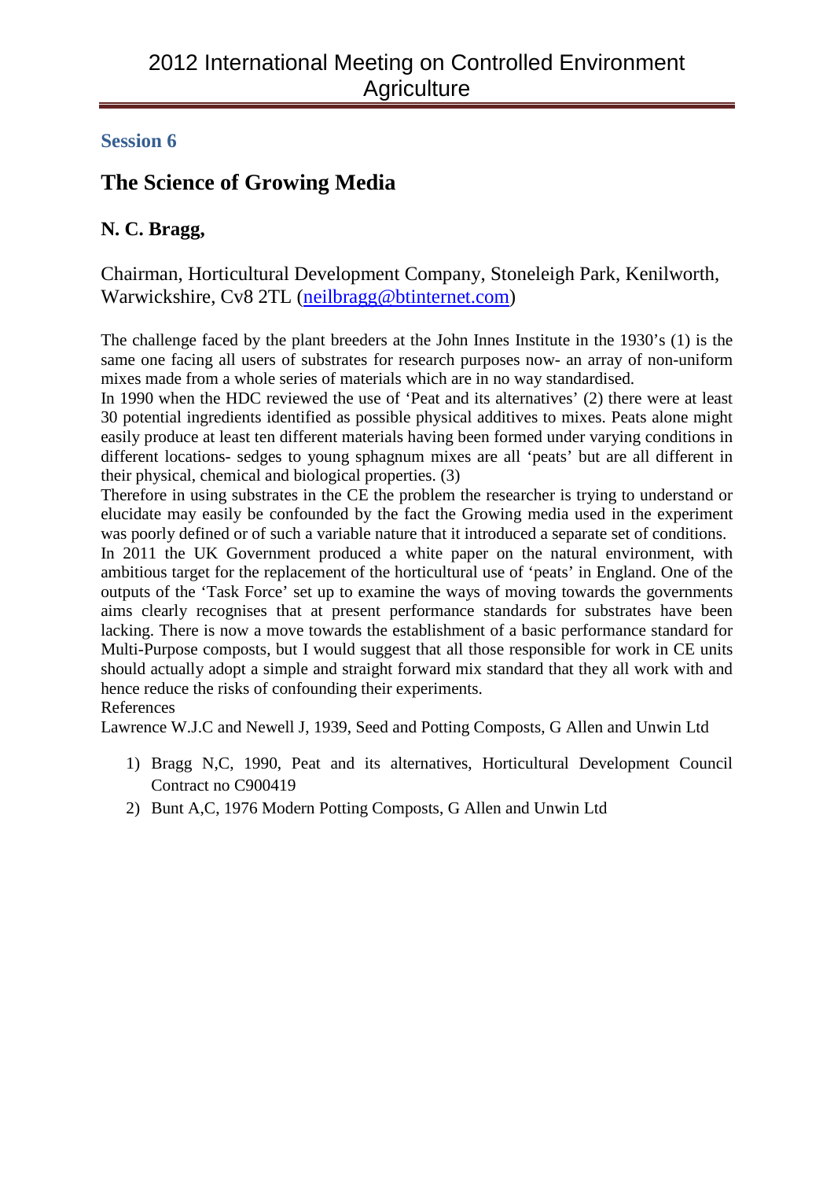## Session 6

## The Science of Growing Media

**N. C. Bragg,**

Chairman, Horticultural Development Company, Stoneleigh Park, Kenilworth, Warwickshire, Cv8 2TL (neilbragg@btinternet.com)

The challenge faced by the plant breeders at the John Innes Institute in the 1930's (1) is the same one facing all users of substrates for research purposes now- an array of non-uniform mixes made from a whole series of materials which are in no way standardised.

In 1990 when the HDC reviewed the use of 'Peat and its alternatives' (2) there were at least 30 potential ingredients identified as possible physical additives to mixes. Peats alone might easily produce at least ten different materials having been formed under varying conditions in different locations- sedges to young sphagnum mixes are all 'peats' but are all different in their physical, chemical and biological properties. (3)

Therefore in using substrates in the CE the problem the researcher is trying to understand or elucidate may easily be confounded by the fact the Growing media used in the experiment was poorly defined or of such a variable nature that it introduced a separate set of conditions.

In 2011 the UK Government produced a white paper on the natural environment, with ambitious target for the replacement of the horticultural use of 'peats' in England. One of the outputs of the 'Task Force' set up to examine the ways of moving towards the governments aims clearly recognises that at present performance standards for substrates have been lacking. There is now a move towards the establishment of a basic performance standard for Multi-Purpose composts, but I would suggest that all those responsible for work in CE units should actually adopt a simple and straight forward mix standard that they all work with and hence reduce the risks of confounding their experiments.

References

Lawrence W.J.C and Newell J, 1939, Seed and Potting Composts, G Allen and Unwin Ltd

1) Bragg N,C, 1990, Peat and its alternatives, Horticultural Development Council Contract no C900419
2) Bunt A,C, 1976 Modern Potting Composts, G Allen and Unwin Ltd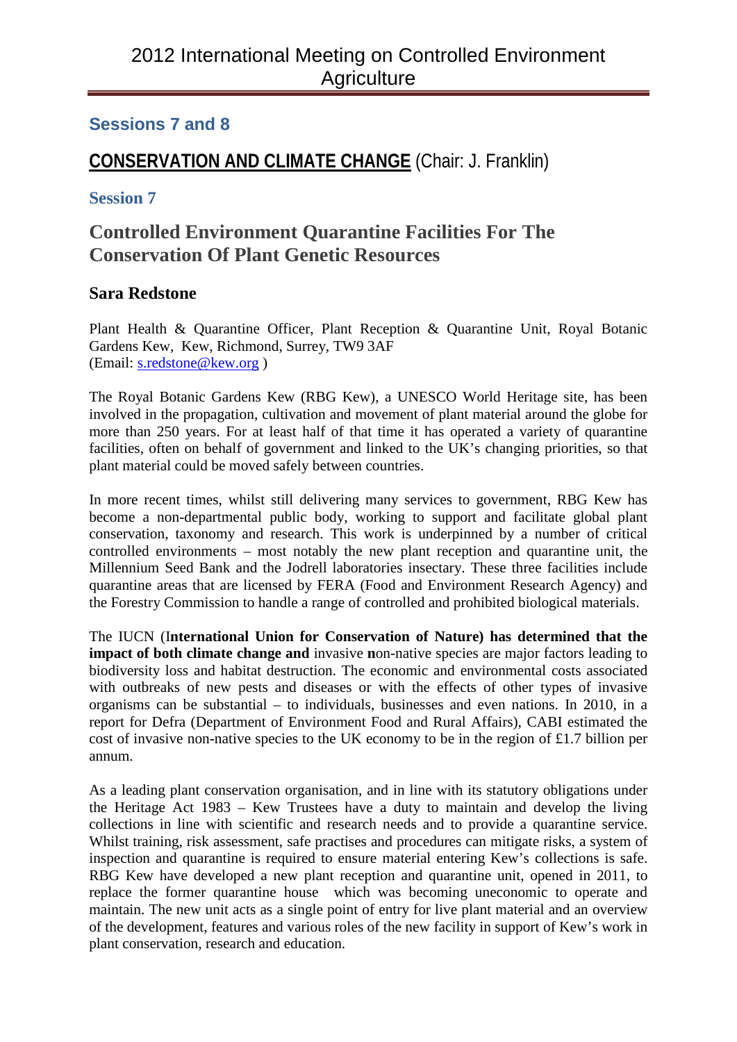## Sessions 7 and 8

## **CONSERVATION AND CLIMATE CHANGE** (Chair: J. Franklin)

### Session 7

# Controlled Environment Quarantine Facilities For The Conservation Of Plant Genetic Resources

### Sara Redstone

Plant Health & Quarantine Officer, Plant Reception & Quarantine Unit, Royal Botanic Gardens Kew, Kew, Richmond, Surrey, TW9 3AF
(Email: s.redstone@kew.org )

The Royal Botanic Gardens Kew (RBG Kew), a UNESCO World Heritage site, has been involved in the propagation, cultivation and movement of plant material around the globe for more than 250 years. For at least half of that time it has operated a variety of quarantine facilities, often on behalf of government and linked to the UK's changing priorities, so that plant material could be moved safely between countries.

In more recent times, whilst still delivering many services to government, RBG Kew has become a non-departmental public body, working to support and facilitate global plant conservation, taxonomy and research. This work is underpinned by a number of critical controlled environments – most notably the new plant reception and quarantine unit, the Millennium Seed Bank and the Jodrell laboratories insectary. These three facilities include quarantine areas that are licensed by FERA (Food and Environment Research Agency) and the Forestry Commission to handle a range of controlled and prohibited biological materials.

The IUCN (I**nternational Union for Conservation of Nature) has determined that the impact of both climate change and** invasive **n**on-native species are major factors leading to biodiversity loss and habitat destruction. The economic and environmental costs associated with outbreaks of new pests and diseases or with the effects of other types of invasive organisms can be substantial – to individuals, businesses and even nations. In 2010, in a report for Defra (Department of Environment Food and Rural Affairs), CABI estimated the cost of invasive non-native species to the UK economy to be in the region of £1.7 billion per annum.

As a leading plant conservation organisation, and in line with its statutory obligations under the Heritage Act 1983 – Kew Trustees have a duty to maintain and develop the living collections in line with scientific and research needs and to provide a quarantine service. Whilst training, risk assessment, safe practises and procedures can mitigate risks, a system of inspection and quarantine is required to ensure material entering Kew's collections is safe. RBG Kew have developed a new plant reception and quarantine unit, opened in 2011, to replace the former quarantine house which was becoming uneconomic to operate and maintain. The new unit acts as a single point of entry for live plant material and an overview of the development, features and various roles of the new facility in support of Kew's work in plant conservation, research and education.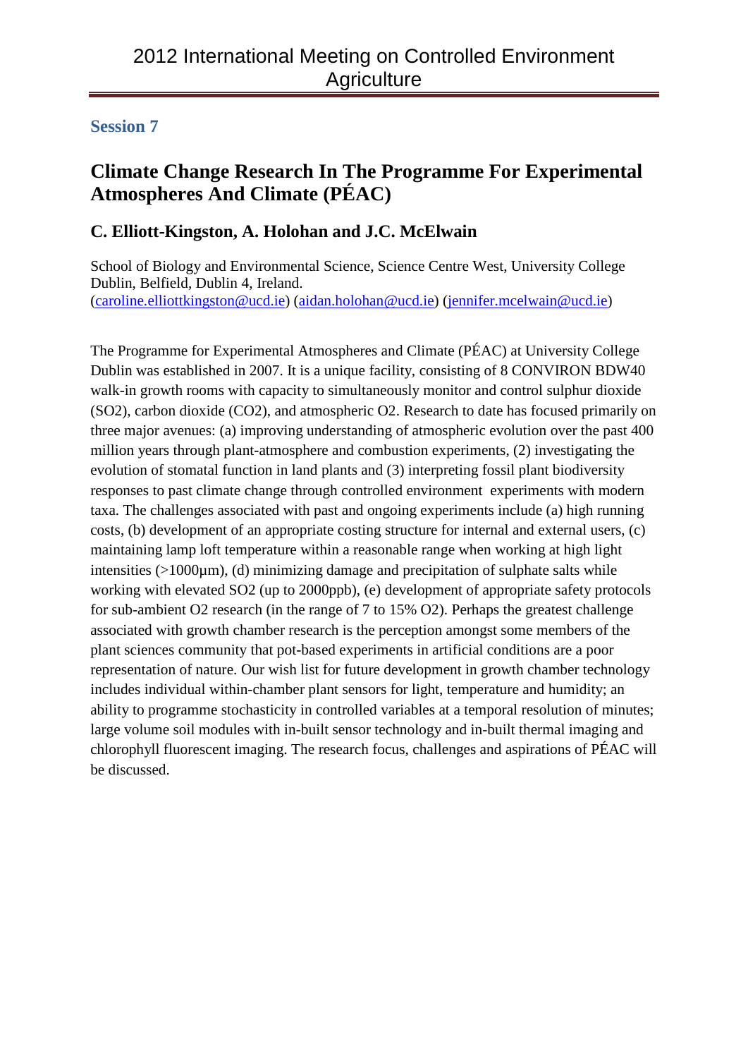## Session 7

# Climate Change Research In The Programme For Experimental Atmospheres And Climate (PÉAC)

### C. Elliott-Kingston, A. Holohan and J.C. McElwain

School of Biology and Environmental Science, Science Centre West, University College Dublin, Belfield, Dublin 4, Ireland.
(caroline.elliottkingston@ucd.ie) (aidan.holohan@ucd.ie) (jennifer.mcelwain@ucd.ie)

The Programme for Experimental Atmospheres and Climate (PÉAC) at University College Dublin was established in 2007. It is a unique facility, consisting of 8 CONVIRON BDW40 walk-in growth rooms with capacity to simultaneously monitor and control sulphur dioxide ($SO_2$), carbon dioxide ($CO_2$), and atmospheric $O_2$. Research to date has focused primarily on three major avenues: (a) improving understanding of atmospheric evolution over the past 400 million years through plant-atmosphere and combustion experiments, (2) investigating the evolution of stomatal function in land plants and (3) interpreting fossil plant biodiversity responses to past climate change through controlled environment experiments with modern taxa. The challenges associated with past and ongoing experiments include (a) high running costs, (b) development of an appropriate costing structure for internal and external users, (c) maintaining lamp loft temperature within a reasonable range when working at high light intensities (>1000µm), (d) minimizing damage and precipitation of sulphate salts while working with elevated $SO_2$ (up to 2000ppb), (e) development of appropriate safety protocols for sub-ambient $O_2$ research (in the range of 7 to 15% $O_2$). Perhaps the greatest challenge associated with growth chamber research is the perception amongst some members of the plant sciences community that pot-based experiments in artificial conditions are a poor representation of nature. Our wish list for future development in growth chamber technology includes individual within-chamber plant sensors for light, temperature and humidity; an ability to programme stochasticity in controlled variables at a temporal resolution of minutes; large volume soil modules with in-built sensor technology and in-built thermal imaging and chlorophyll fluorescent imaging. The research focus, challenges and aspirations of PÉAC will be discussed.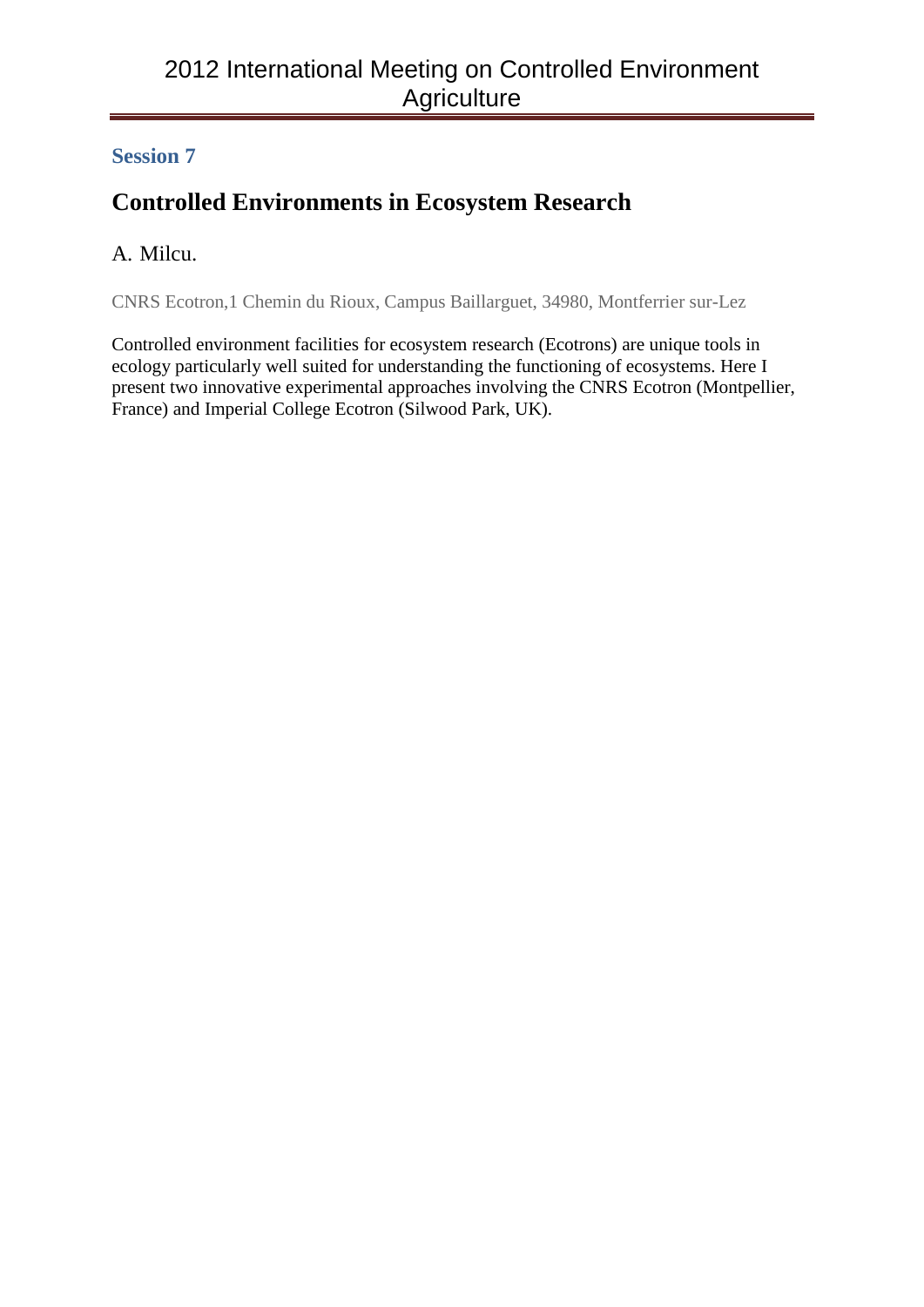## Session 7

# Controlled Environments in Ecosystem Research

A. Milcu.

CNRS Ecotron,1 Chemin du Rioux, Campus Baillarguet, 34980, Montferrier sur-Lez

Controlled environment facilities for ecosystem research (Ecotrons) are unique tools in ecology particularly well suited for understanding the functioning of ecosystems. Here I present two innovative experimental approaches involving the CNRS Ecotron (Montpellier, France) and Imperial College Ecotron (Silwood Park, UK).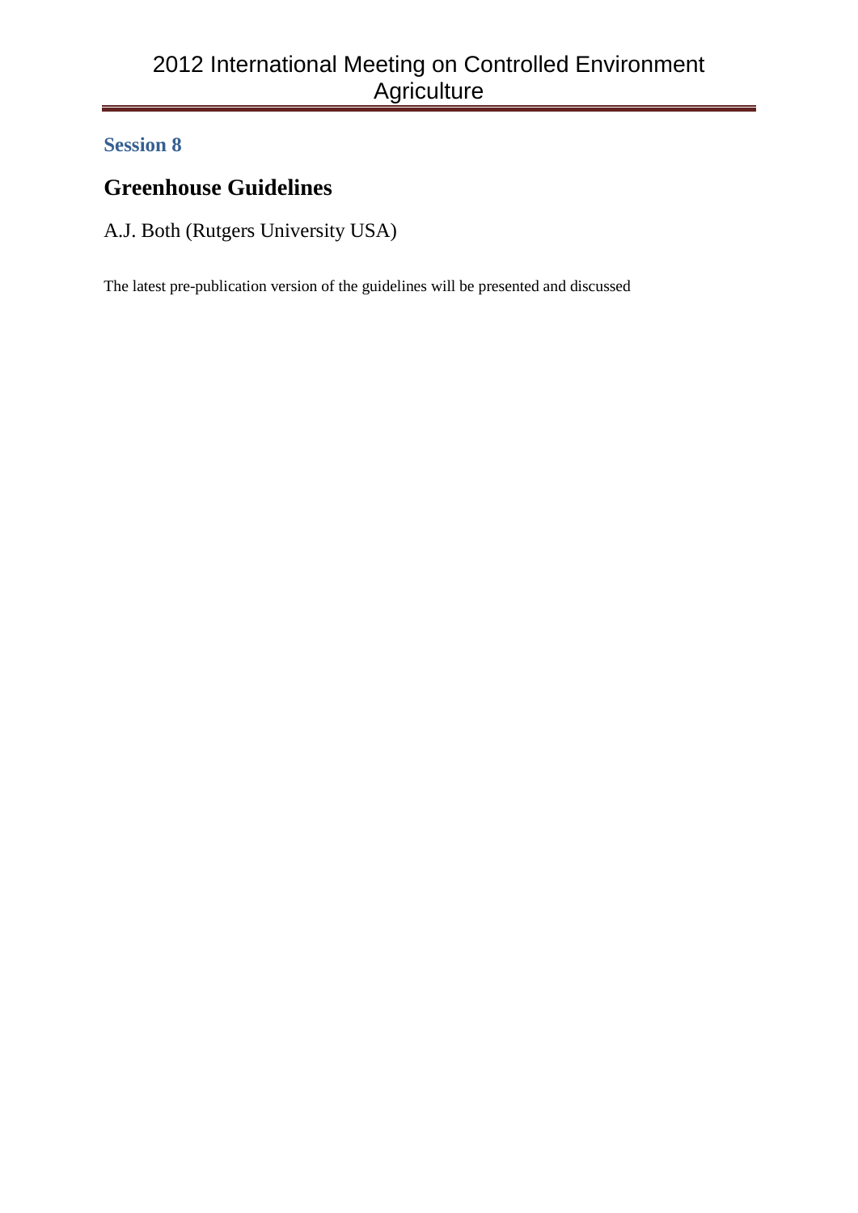**Session 8**

## Greenhouse Guidelines

A.J. Both (Rutgers University USA)

The latest pre-publication version of the guidelines will be presented and discussed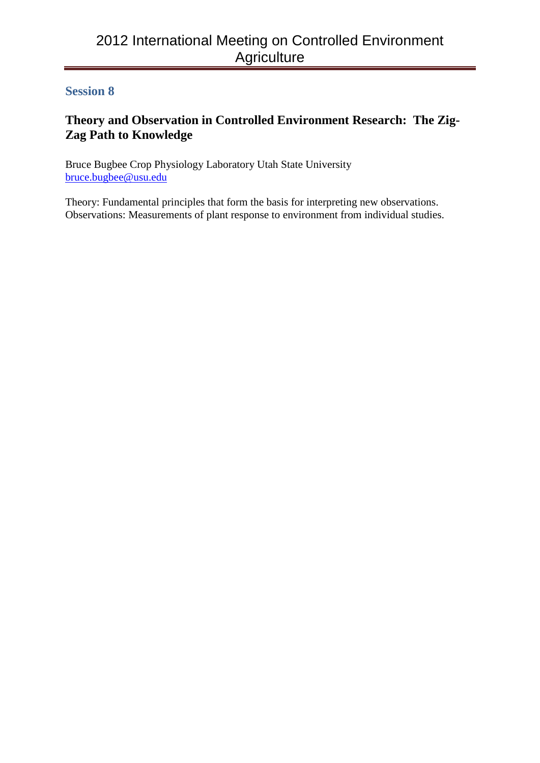## Session 8

### Theory and Observation in Controlled Environment Research: The Zig-Zag Path to Knowledge

Bruce Bugbee Crop Physiology Laboratory Utah State University
bruce.bugbee@usu.edu

Theory: Fundamental principles that form the basis for interpreting new observations.
Observations: Measurements of plant response to environment from individual studies.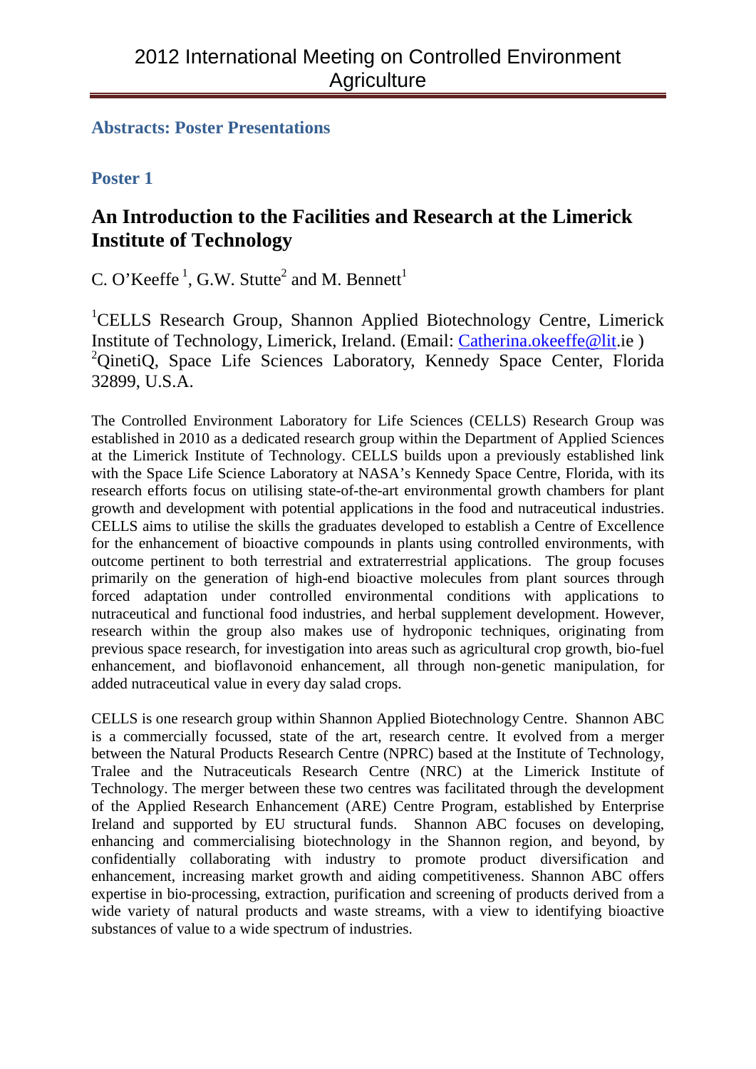## Abstracts: Poster Presentations

### Poster 1

# An Introduction to the Facilities and Research at the Limerick Institute of Technology

C. O'Keeffe [1], G.W. Stutte[2] and M. Bennett[1]

[1]CELLS Research Group, Shannon Applied Biotechnology Centre, Limerick Institute of Technology, Limerick, Ireland. (Email: Catherina.okeeffe@lit.ie )
[2]QinetiQ, Space Life Sciences Laboratory, Kennedy Space Center, Florida 32899, U.S.A.

The Controlled Environment Laboratory for Life Sciences (CELLS) Research Group was established in 2010 as a dedicated research group within the Department of Applied Sciences at the Limerick Institute of Technology. CELLS builds upon a previously established link with the Space Life Science Laboratory at NASA's Kennedy Space Centre, Florida, with its research efforts focus on utilising state-of-the-art environmental growth chambers for plant growth and development with potential applications in the food and nutraceutical industries. CELLS aims to utilise the skills the graduates developed to establish a Centre of Excellence for the enhancement of bioactive compounds in plants using controlled environments, with outcome pertinent to both terrestrial and extraterrestrial applications. The group focuses primarily on the generation of high-end bioactive molecules from plant sources through forced adaptation under controlled environmental conditions with applications to nutraceutical and functional food industries, and herbal supplement development. However, research within the group also makes use of hydroponic techniques, originating from previous space research, for investigation into areas such as agricultural crop growth, bio-fuel enhancement, and bioflavonoid enhancement, all through non-genetic manipulation, for added nutraceutical value in every day salad crops.

CELLS is one research group within Shannon Applied Biotechnology Centre. Shannon ABC is a commercially focussed, state of the art, research centre. It evolved from a merger between the Natural Products Research Centre (NPRC) based at the Institute of Technology, Tralee and the Nutraceuticals Research Centre (NRC) at the Limerick Institute of Technology. The merger between these two centres was facilitated through the development of the Applied Research Enhancement (ARE) Centre Program, established by Enterprise Ireland and supported by EU structural funds. Shannon ABC focuses on developing, enhancing and commercialising biotechnology in the Shannon region, and beyond, by confidentially collaborating with industry to promote product diversification and enhancement, increasing market growth and aiding competitiveness. Shannon ABC offers expertise in bio-processing, extraction, purification and screening of products derived from a wide variety of natural products and waste streams, with a view to identifying bioactive substances of value to a wide spectrum of industries.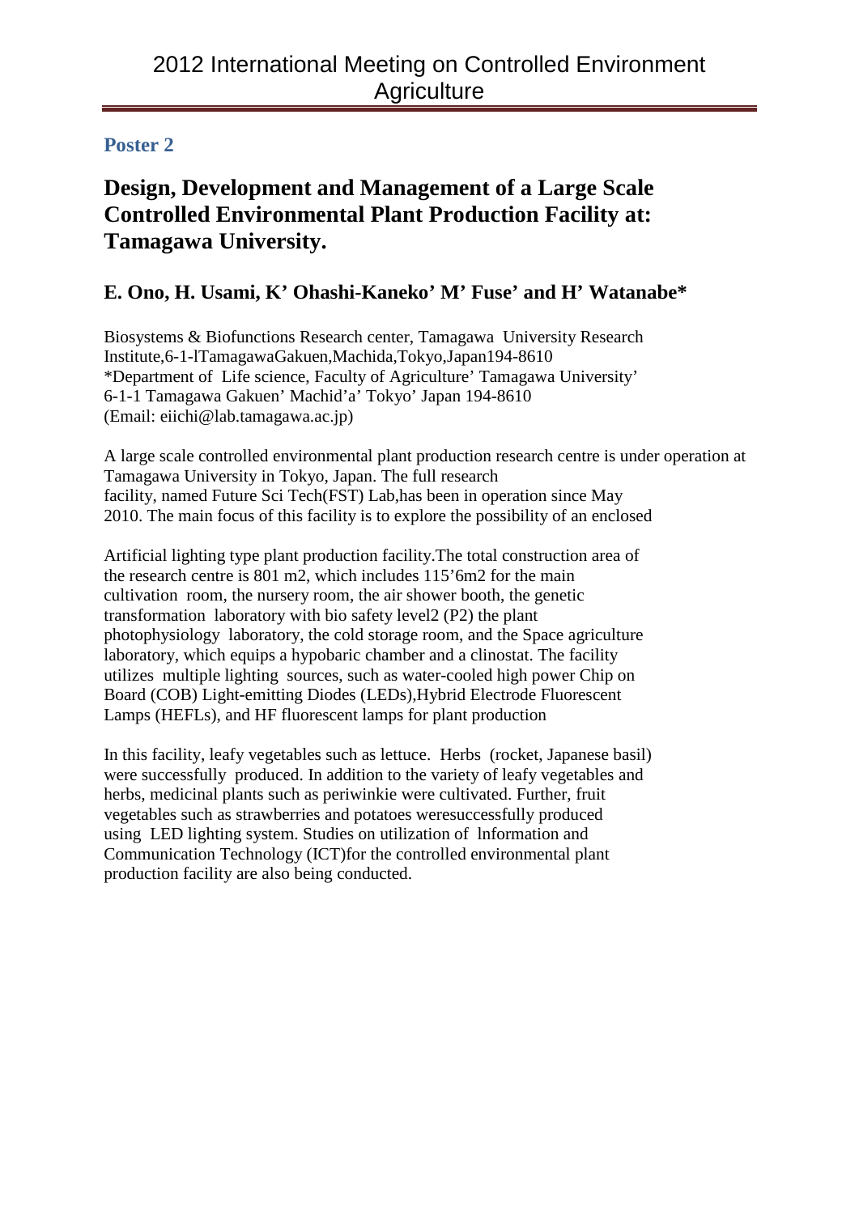**Poster 2**

## Design, Development and Management of a Large Scale Controlled Environmental Plant Production Facility at: Tamagawa University.

### E. Ono, H. Usami, K' Ohashi-Kaneko' M' Fuse' and H' Watanabe*

Biosystems & Biofunctions Research center, Tamagawa University Research Institute,6-1-lTamagawaGakuen,Machida,Tokyo,Japan194-8610
*Department of Life science, Faculty of Agriculture' Tamagawa University' 6-1-1 Tamagawa Gakuen' Machid'a' Tokyo' Japan 194-8610
(Email: eiichi@lab.tamagawa.ac.jp)

A large scale controlled environmental plant production research centre is under operation at Tamagawa University in Tokyo, Japan. The full research facility, named Future Sci Tech(FST) Lab,has been in operation since May 2010. The main focus of this facility is to explore the possibility of an enclosed

Artificial lighting type plant production facility.The total construction area of the research centre is 801 m2, which includes 115'6m2 for the main cultivation room, the nursery room, the air shower booth, the genetic transformation laboratory with bio safety level2 (P2) the plant photophysiology laboratory, the cold storage room, and the Space agriculture laboratory, which equips a hypobaric chamber and a clinostat. The facility utilizes multiple lighting sources, such as water-cooled high power Chip on Board (COB) Light-emitting Diodes (LEDs),Hybrid Electrode Fluorescent Lamps (HEFLs), and HF fluorescent lamps for plant production

In this facility, leafy vegetables such as lettuce. Herbs (rocket, Japanese basil) were successfully produced. In addition to the variety of leafy vegetables and herbs, medicinal plants such as periwinkie were cultivated. Further, fruit vegetables such as strawberries and potatoes weresuccessfully produced using LED lighting system. Studies on utilization of lnformation and Communication Technology (ICT)for the controlled environmental plant production facility are also being conducted.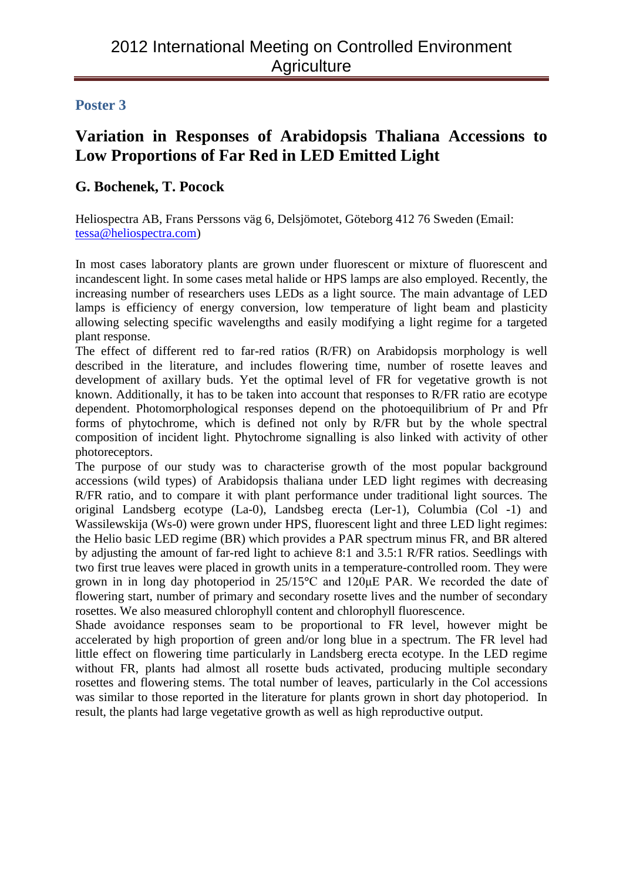## Poster 3

# Variation in Responses of Arabidopsis Thaliana Accessions to Low Proportions of Far Red in LED Emitted Light

### G. Bochenek, T. Pocock

Heliospectra AB, Frans Perssons väg 6, Delsjömotet, Göteborg 412 76 Sweden (Email: tessa@heliospectra.com)

In most cases laboratory plants are grown under fluorescent or mixture of fluorescent and incandescent light. In some cases metal halide or HPS lamps are also employed. Recently, the increasing number of researchers uses LEDs as a light source. The main advantage of LED lamps is efficiency of energy conversion, low temperature of light beam and plasticity allowing selecting specific wavelengths and easily modifying a light regime for a targeted plant response.

The effect of different red to far-red ratios (R/FR) on Arabidopsis morphology is well described in the literature, and includes flowering time, number of rosette leaves and development of axillary buds. Yet the optimal level of FR for vegetative growth is not known. Additionally, it has to be taken into account that responses to R/FR ratio are ecotype dependent. Photomorphological responses depend on the photoequilibrium of Pr and Pfr forms of phytochrome, which is defined not only by R/FR but by the whole spectral composition of incident light. Phytochrome signalling is also linked with activity of other photoreceptors.

The purpose of our study was to characterise growth of the most popular background accessions (wild types) of Arabidopsis thaliana under LED light regimes with decreasing R/FR ratio, and to compare it with plant performance under traditional light sources. The original Landsberg ecotype (La-0), Landsbeg erecta (Ler-1), Columbia (Col -1) and Wassilewskija (Ws-0) were grown under HPS, fluorescent light and three LED light regimes: the Helio basic LED regime (BR) which provides a PAR spectrum minus FR, and BR altered by adjusting the amount of far-red light to achieve 8:1 and 3.5:1 R/FR ratios. Seedlings with two first true leaves were placed in growth units in a temperature-controlled room. They were grown in in long day photoperiod in 25/15°C and 120μE PAR. We recorded the date of flowering start, number of primary and secondary rosette lives and the number of secondary rosettes. We also measured chlorophyll content and chlorophyll fluorescence.

Shade avoidance responses seam to be proportional to FR level, however might be accelerated by high proportion of green and/or long blue in a spectrum. The FR level had little effect on flowering time particularly in Landsberg erecta ecotype. In the LED regime without FR, plants had almost all rosette buds activated, producing multiple secondary rosettes and flowering stems. The total number of leaves, particularly in the Col accessions was similar to those reported in the literature for plants grown in short day photoperiod. In result, the plants had large vegetative growth as well as high reproductive output.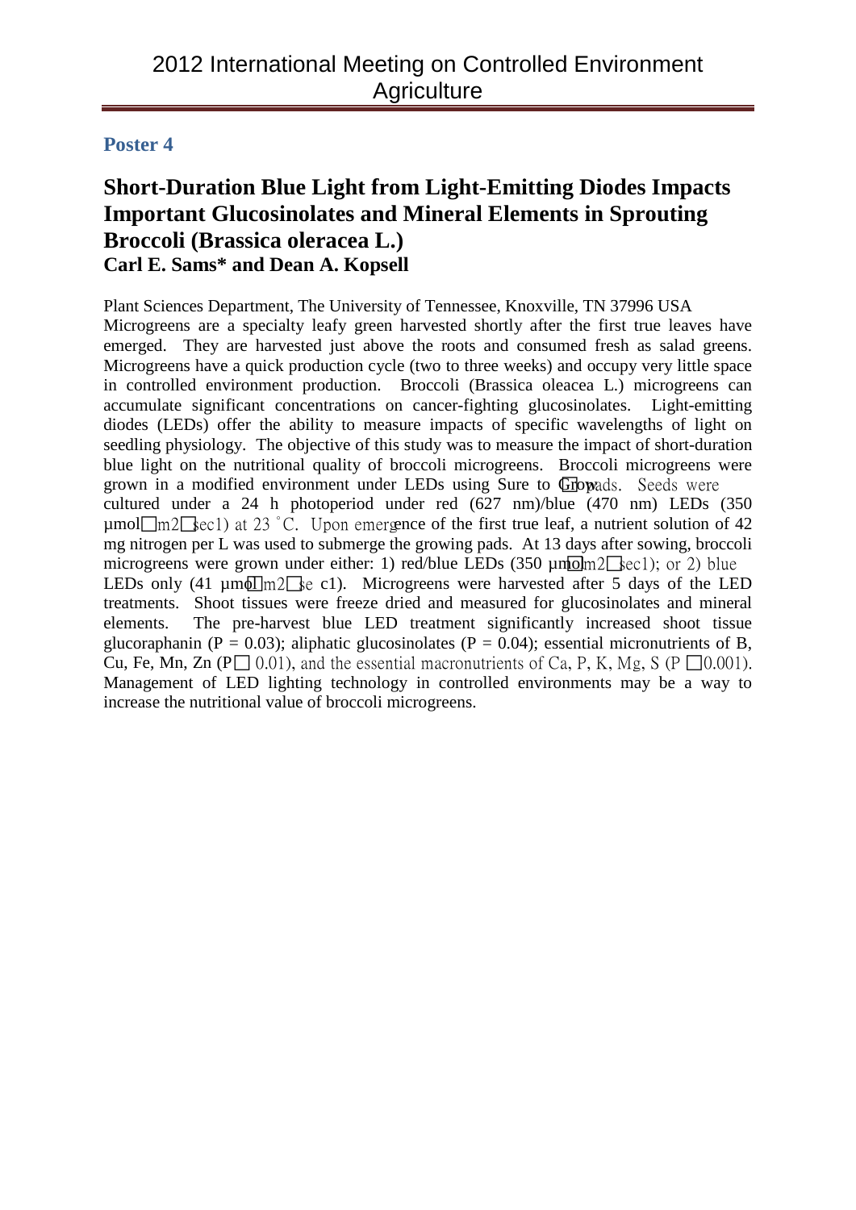## Poster 4

### Short-Duration Blue Light from Light-Emitting Diodes Impacts Important Glucosinolates and Mineral Elements in Sprouting Broccoli (Brassica oleracea L.)

**Carl E. Sams* and Dean A. Kopsell**

Plant Sciences Department, The University of Tennessee, Knoxville, TN 37996 USA

Microgreens are a specialty leafy green harvested shortly after the first true leaves have emerged. They are harvested just above the roots and consumed fresh as salad greens. Microgreens have a quick production cycle (two to three weeks) and occupy very little space in controlled environment production. Broccoli (Brassica oleacea L.) microgreens can accumulate significant concentrations on cancer-fighting glucosinolates. Light-emitting diodes (LEDs) offer the ability to measure impacts of specific wavelengths of light on seedling physiology. The objective of this study was to measure the impact of short-duration blue light on the nutritional quality of broccoli microgreens. Broccoli microgreens were grown in a modified environment under LEDs using Sure to Grow pads. Seeds were cultured under a 24 h photoperiod under red (627 nm)/blue (470 nm) LEDs (350 µmol m2 sec1) at 23 ˚C. Upon emergence of the first true leaf, a nutrient solution of 42 mg nitrogen per L was used to submerge the growing pads. At 13 days after sowing, broccoli microgreens were grown under either: 1) red/blue LEDs (350 µmol m2 sec1); or 2) blue LEDs only (41 µmol m2 se c1). Microgreens were harvested after 5 days of the LED treatments. Shoot tissues were freeze dried and measured for glucosinolates and mineral elements. The pre-harvest blue LED treatment significantly increased shoot tissue glucoraphanin ($P = 0.03$); aliphatic glucosinolates ($P = 0.04$); essential micronutrients of B, Cu, Fe, Mn, Zn (P 0.01), and the essential macronutrients of Ca, P, K, Mg, S (P 0.001). Management of LED lighting technology in controlled environments may be a way to increase the nutritional value of broccoli microgreens.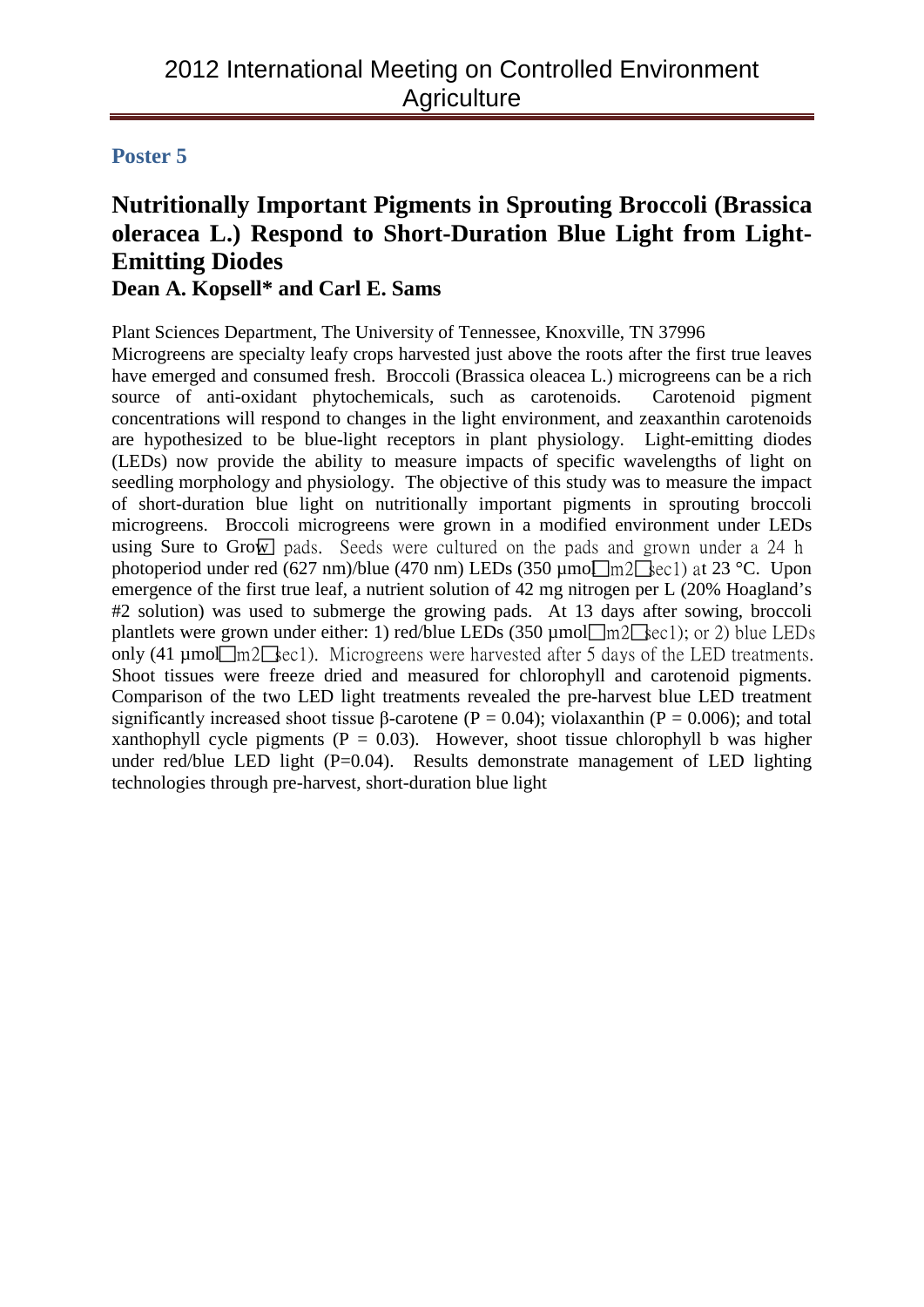## Poster 5

# Nutritionally Important Pigments in Sprouting Broccoli (Brassica oleracea L.) Respond to Short-Duration Blue Light from Light-Emitting Diodes

**Dean A. Kopsell* and Carl E. Sams**

Plant Sciences Department, The University of Tennessee, Knoxville, TN 37996

Microgreens are specialty leafy crops harvested just above the roots after the first true leaves have emerged and consumed fresh. Broccoli (Brassica oleacea L.) microgreens can be a rich source of anti-oxidant phytochemicals, such as carotenoids. Carotenoid pigment concentrations will respond to changes in the light environment, and zeaxanthin carotenoids are hypothesized to be blue-light receptors in plant physiology. Light-emitting diodes (LEDs) now provide the ability to measure impacts of specific wavelengths of light on seedling morphology and physiology. The objective of this study was to measure the impact of short-duration blue light on nutritionally important pigments in sprouting broccoli microgreens. Broccoli microgreens were grown in a modified environment under LEDs using Sure to Grow pads. Seeds were cultured on the pads and grown under a 24 h photoperiod under red (627 nm)/blue (470 nm) LEDs (350 µmol m2 sec1) at 23 °C. Upon emergence of the first true leaf, a nutrient solution of 42 mg nitrogen per L (20% Hoagland's #2 solution) was used to submerge the growing pads. At 13 days after sowing, broccoli plantlets were grown under either: 1) red/blue LEDs (350 µmol m2 sec1); or 2) blue LEDs only (41 µmol m2 sec1). Microgreens were harvested after 5 days of the LED treatments. Shoot tissues were freeze dried and measured for chlorophyll and carotenoid pigments. Comparison of the two LED light treatments revealed the pre-harvest blue LED treatment significantly increased shoot tissue β-carotene ($P = 0.04$); violaxanthin ($P = 0.006$); and total xanthophyll cycle pigments ($P = 0.03$). However, shoot tissue chlorophyll b was higher under red/blue LED light ($P=0.04$). Results demonstrate management of LED lighting technologies through pre-harvest, short-duration blue light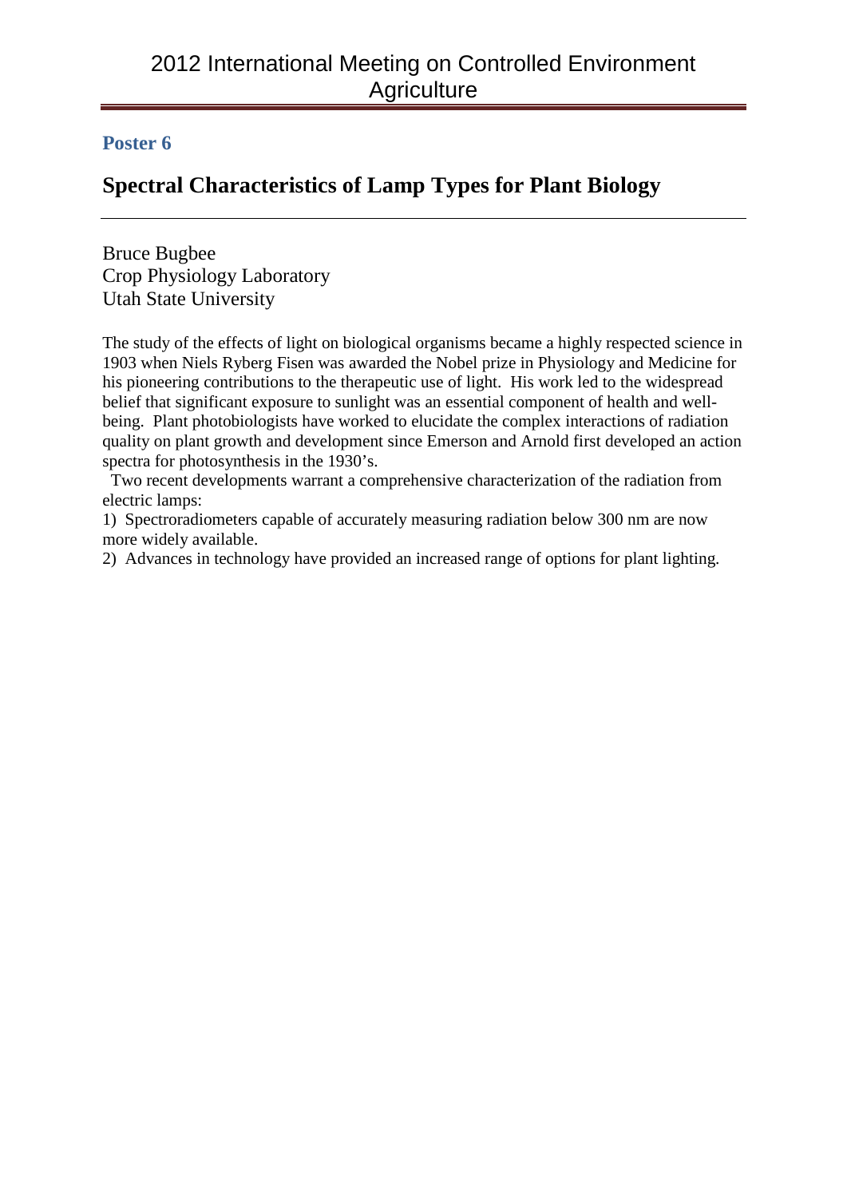**Poster 6**

## Spectral Characteristics of Lamp Types for Plant Biology

Bruce Bugbee
Crop Physiology Laboratory
Utah State University

The study of the effects of light on biological organisms became a highly respected science in 1903 when Niels Ryberg Fisen was awarded the Nobel prize in Physiology and Medicine for his pioneering contributions to the therapeutic use of light. His work led to the widespread belief that significant exposure to sunlight was an essential component of health and well-being. Plant photobiologists have worked to elucidate the complex interactions of radiation quality on plant growth and development since Emerson and Arnold first developed an action spectra for photosynthesis in the 1930's.

Two recent developments warrant a comprehensive characterization of the radiation from electric lamps:

1) Spectroradiometers capable of accurately measuring radiation below 300 nm are now more widely available.
2) Advances in technology have provided an increased range of options for plant lighting.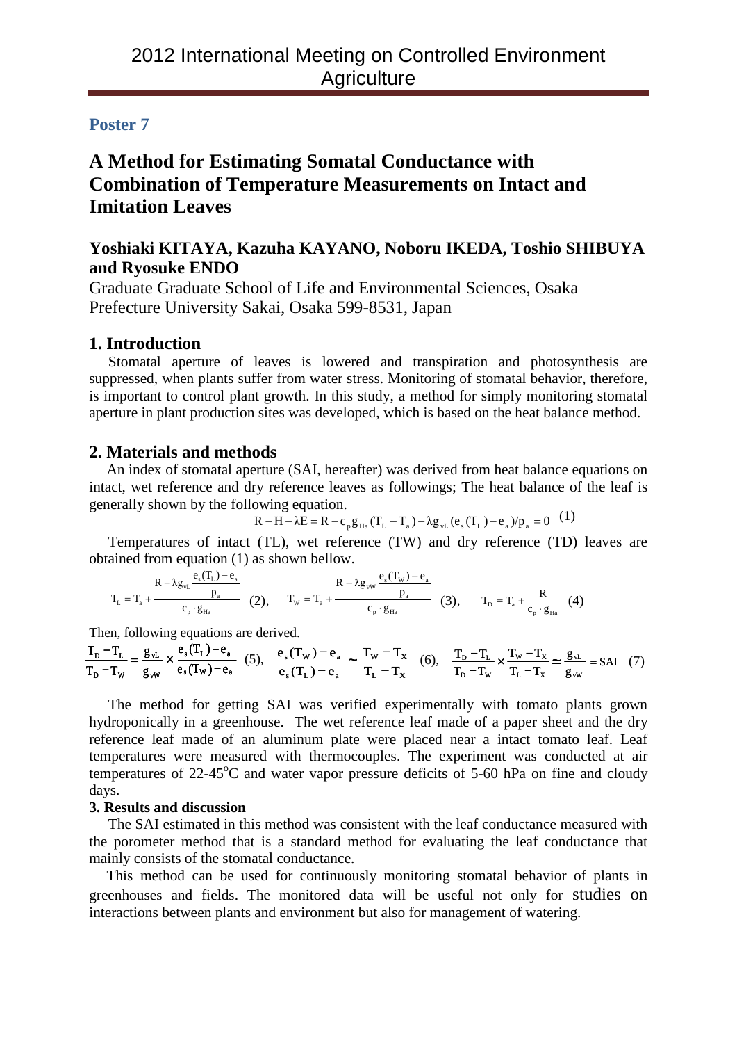## Poster 7

# A Method for Estimating Somatal Conductance with Combination of Temperature Measurements on Intact and Imitation Leaves

**Yoshiaki KITAYA, Kazuha KAYANO, Noboru IKEDA, Toshio SHIBUYA and Ryosuke ENDO**

Graduate Graduate School of Life and Environmental Sciences, Osaka Prefecture University Sakai, Osaka 599-8531, Japan

## 1. Introduction

Stomatal aperture of leaves is lowered and transpiration and photosynthesis are suppressed, when plants suffer from water stress. Monitoring of stomatal behavior, therefore, is important to control plant growth. In this study, a method for simply monitoring stomatal aperture in plant production sites was developed, which is based on the heat balance method.

## 2. Materials and methods

An index of stomatal aperture (SAI, hereafter) was derived from heat balance equations on intact, wet reference and dry reference leaves as followings; The heat balance of the leaf is generally shown by the following equation.

$$R - H - \lambda E = R - c_p g_{Ha}(T_L - T_a) - \lambda g_{vL}(e_s(T_L) - e_a)/p_a = 0 \quad (1)$$

Temperatures of intact (TL), wet reference (TW) and dry reference (TD) leaves are obtained from equation (1) as shown bellow.

$$T_L = T_a + \frac{R - \lambda g_{vL}\dfrac{e_s(T_L) - e_a}{p_a}}{c_p \cdot g_{Ha}} \quad (2), \qquad T_W = T_a + \frac{R - \lambda g_{vW}\dfrac{e_s(T_W) - e_a}{p_a}}{c_p \cdot g_{Ha}} \quad (3), \qquad T_D = T_a + \frac{R}{c_p \cdot g_{Ha}} \quad (4)$$

Then, following equations are derived.

$$\frac{T_D - T_L}{T_D - T_W} = \frac{g_{vL}}{g_{vW}} \times \frac{e_s(T_L) - e_a}{e_s(T_W) - e_a} \quad (5), \qquad \frac{e_s(T_W) - e_a}{e_s(T_L) - e_a} \simeq \frac{T_W - T_X}{T_L - T_X} \quad (6), \qquad \frac{T_D - T_L}{T_D - T_W} \times \frac{T_W - T_X}{T_L - T_X} \simeq \frac{g_{vL}}{g_{vW}} = \mathrm{SAI} \quad (7)$$

The method for getting SAI was verified experimentally with tomato plants grown hydroponically in a greenhouse. The wet reference leaf made of a paper sheet and the dry reference leaf made of an aluminum plate were placed near a intact tomato leaf. Leaf temperatures were measured with thermocouples. The experiment was conducted at air temperatures of 22-45°C and water vapor pressure deficits of 5-60 hPa on fine and cloudy days.

### 3. Results and discussion

The SAI estimated in this method was consistent with the leaf conductance measured with the porometer method that is a standard method for evaluating the leaf conductance that mainly consists of the stomatal conductance.

This method can be used for continuously monitoring stomatal behavior of plants in greenhouses and fields. The monitored data will be useful not only for studies on interactions between plants and environment but also for management of watering.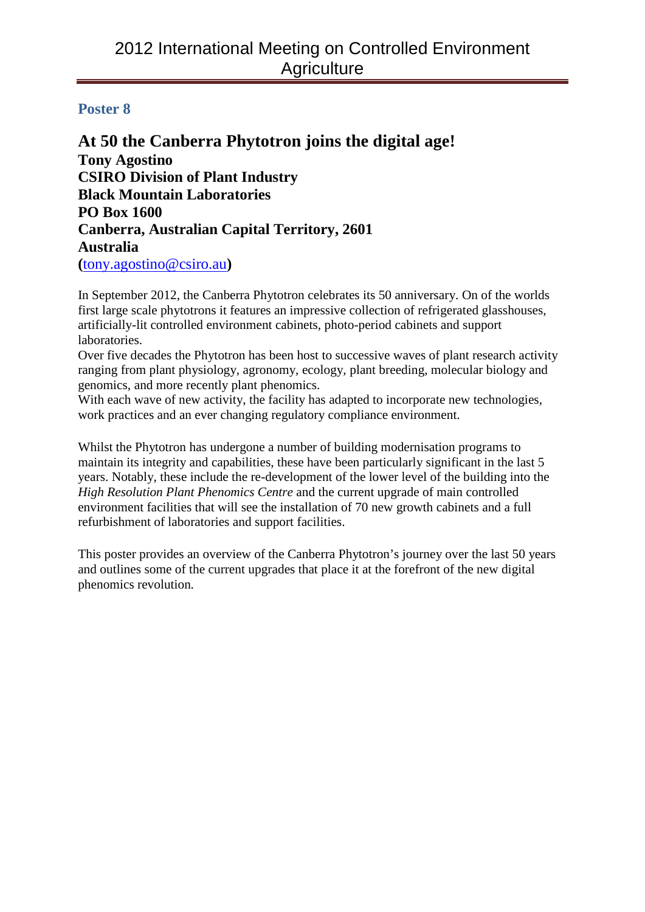## Poster 8

**At 50 the Canberra Phytotron joins the digital age!**
**Tony Agostino**
**CSIRO Division of Plant Industry**
**Black Mountain Laboratories**
**PO Box 1600**
**Canberra, Australian Capital Territory, 2601**
**Australia**
**(**tony.agostino@csiro.au**)**

In September 2012, the Canberra Phytotron celebrates its 50 anniversary. On of the worlds first large scale phytotrons it features an impressive collection of refrigerated glasshouses, artificially-lit controlled environment cabinets, photo-period cabinets and support laboratories.
Over five decades the Phytotron has been host to successive waves of plant research activity ranging from plant physiology, agronomy, ecology, plant breeding, molecular biology and genomics, and more recently plant phenomics.
With each wave of new activity, the facility has adapted to incorporate new technologies, work practices and an ever changing regulatory compliance environment.

Whilst the Phytotron has undergone a number of building modernisation programs to maintain its integrity and capabilities, these have been particularly significant in the last 5 years. Notably, these include the re-development of the lower level of the building into the *High Resolution Plant Phenomics Centre* and the current upgrade of main controlled environment facilities that will see the installation of 70 new growth cabinets and a full refurbishment of laboratories and support facilities.

This poster provides an overview of the Canberra Phytotron's journey over the last 50 years and outlines some of the current upgrades that place it at the forefront of the new digital phenomics revolution.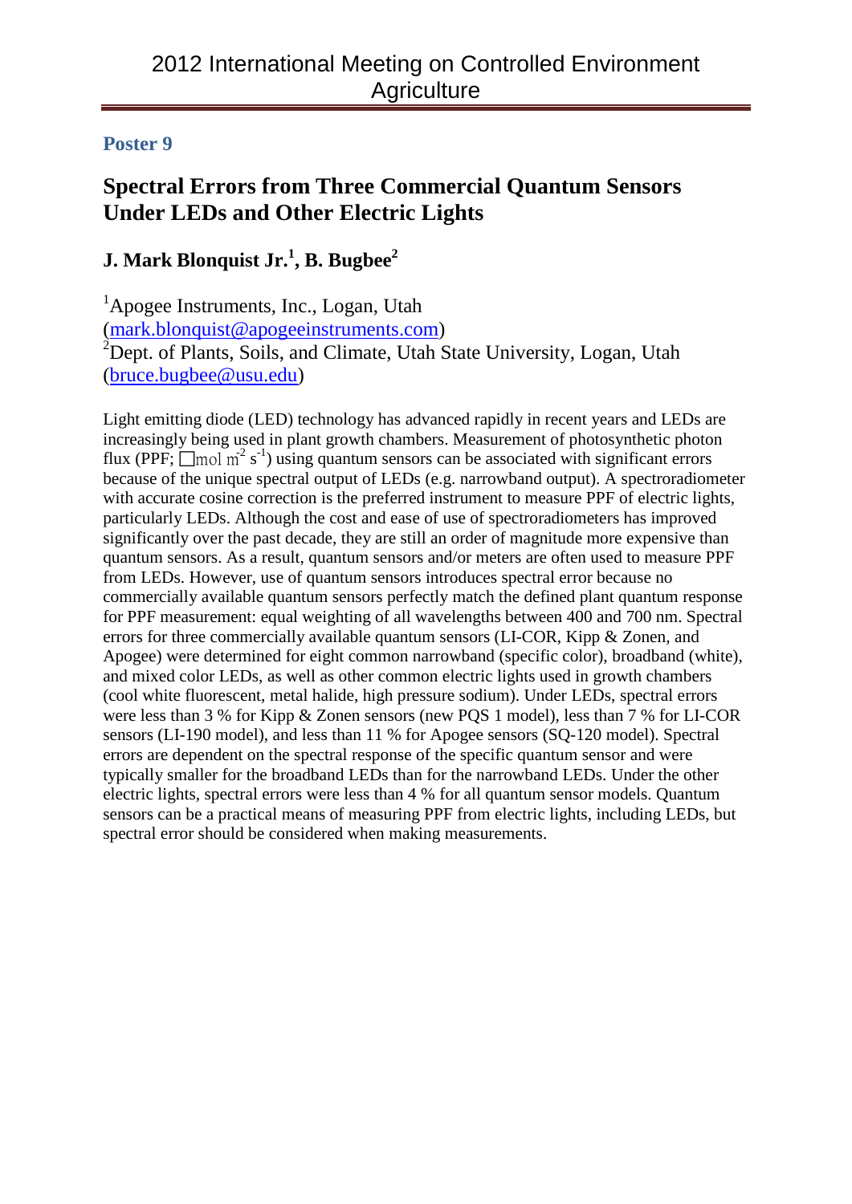**Poster 9**

## Spectral Errors from Three Commercial Quantum Sensors Under LEDs and Other Electric Lights

### J. Mark Blonquist Jr.[1], B. Bugbee[2]

[1]Apogee Instruments, Inc., Logan, Utah
(mark.blonquist@apogeeinstruments.com)
[2]Dept. of Plants, Soils, and Climate, Utah State University, Logan, Utah
(bruce.bugbee@usu.edu)

Light emitting diode (LED) technology has advanced rapidly in recent years and LEDs are increasingly being used in plant growth chambers. Measurement of photosynthetic photon flux (PPF; $\mu$mol $m^{-2}$ $s^{-1}$) using quantum sensors can be associated with significant errors because of the unique spectral output of LEDs (e.g. narrowband output). A spectroradiometer with accurate cosine correction is the preferred instrument to measure PPF of electric lights, particularly LEDs. Although the cost and ease of use of spectroradiometers has improved significantly over the past decade, they are still an order of magnitude more expensive than quantum sensors. As a result, quantum sensors and/or meters are often used to measure PPF from LEDs. However, use of quantum sensors introduces spectral error because no commercially available quantum sensors perfectly match the defined plant quantum response for PPF measurement: equal weighting of all wavelengths between 400 and 700 nm. Spectral errors for three commercially available quantum sensors (LI-COR, Kipp & Zonen, and Apogee) were determined for eight common narrowband (specific color), broadband (white), and mixed color LEDs, as well as other common electric lights used in growth chambers (cool white fluorescent, metal halide, high pressure sodium). Under LEDs, spectral errors were less than 3 % for Kipp & Zonen sensors (new PQS 1 model), less than 7 % for LI-COR sensors (LI-190 model), and less than 11 % for Apogee sensors (SQ-120 model). Spectral errors are dependent on the spectral response of the specific quantum sensor and were typically smaller for the broadband LEDs than for the narrowband LEDs. Under the other electric lights, spectral errors were less than 4 % for all quantum sensor models. Quantum sensors can be a practical means of measuring PPF from electric lights, including LEDs, but spectral error should be considered when making measurements.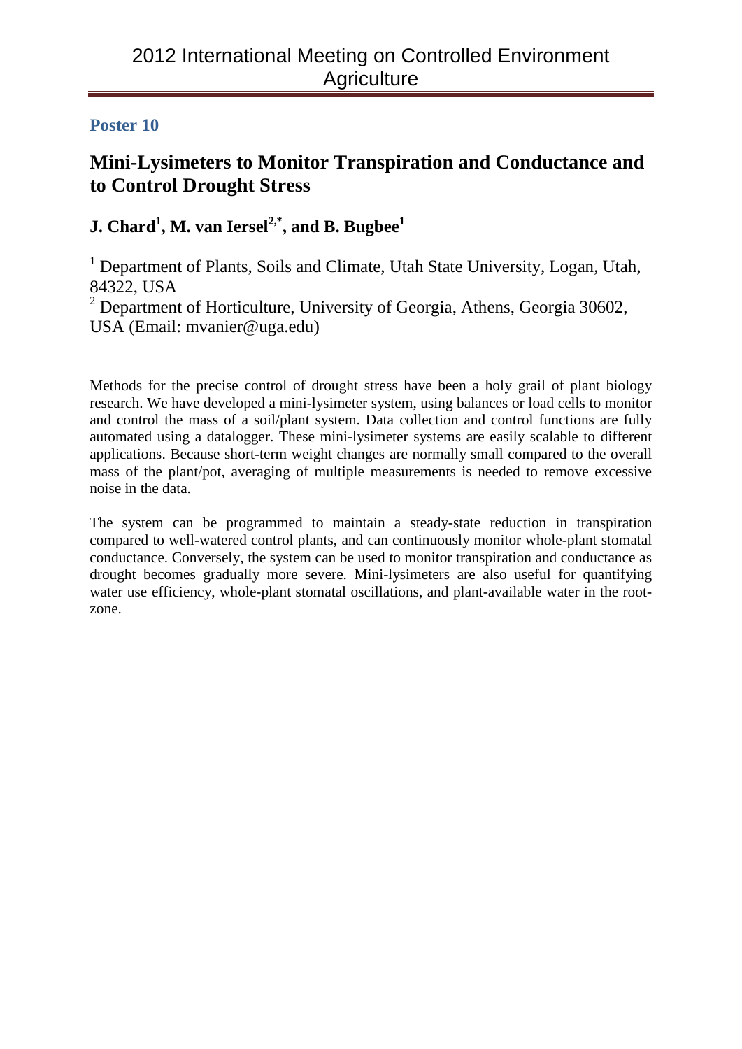## Poster 10

# Mini-Lysimeters to Monitor Transpiration and Conductance and to Control Drought Stress

**J. Chard[1], M. van Iersel[2,*], and B. Bugbee[1]**

[1] Department of Plants, Soils and Climate, Utah State University, Logan, Utah, 84322, USA

[2] Department of Horticulture, University of Georgia, Athens, Georgia 30602, USA (Email: mvanier@uga.edu)

Methods for the precise control of drought stress have been a holy grail of plant biology research. We have developed a mini-lysimeter system, using balances or load cells to monitor and control the mass of a soil/plant system. Data collection and control functions are fully automated using a datalogger. These mini-lysimeter systems are easily scalable to different applications. Because short-term weight changes are normally small compared to the overall mass of the plant/pot, averaging of multiple measurements is needed to remove excessive noise in the data.

The system can be programmed to maintain a steady-state reduction in transpiration compared to well-watered control plants, and can continuously monitor whole-plant stomatal conductance. Conversely, the system can be used to monitor transpiration and conductance as drought becomes gradually more severe. Mini-lysimeters are also useful for quantifying water use efficiency, whole-plant stomatal oscillations, and plant-available water in the root-zone.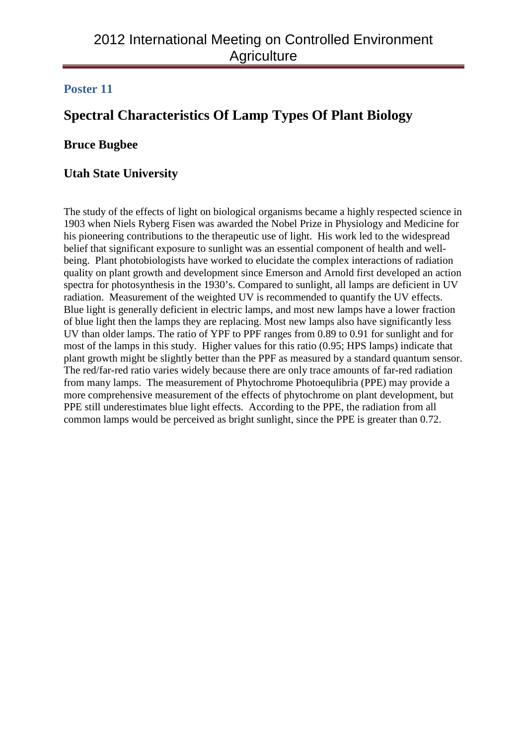**Poster 11**

## Spectral Characteristics Of Lamp Types Of Plant Biology

**Bruce Bugbee**

**Utah State University**

The study of the effects of light on biological organisms became a highly respected science in 1903 when Niels Ryberg Fisen was awarded the Nobel Prize in Physiology and Medicine for his pioneering contributions to the therapeutic use of light. His work led to the widespread belief that significant exposure to sunlight was an essential component of health and well-being. Plant photobiologists have worked to elucidate the complex interactions of radiation quality on plant growth and development since Emerson and Arnold first developed an action spectra for photosynthesis in the 1930's. Compared to sunlight, all lamps are deficient in UV radiation. Measurement of the weighted UV is recommended to quantify the UV effects. Blue light is generally deficient in electric lamps, and most new lamps have a lower fraction of blue light then the lamps they are replacing. Most new lamps also have significantly less UV than older lamps. The ratio of YPF to PPF ranges from 0.89 to 0.91 for sunlight and for most of the lamps in this study. Higher values for this ratio (0.95; HPS lamps) indicate that plant growth might be slightly better than the PPF as measured by a standard quantum sensor. The red/far-red ratio varies widely because there are only trace amounts of far-red radiation from many lamps. The measurement of Phytochrome Photoequlibria (PPE) may provide a more comprehensive measurement of the effects of phytochrome on plant development, but PPE still underestimates blue light effects. According to the PPE, the radiation from all common lamps would be perceived as bright sunlight, since the PPE is greater than 0.72.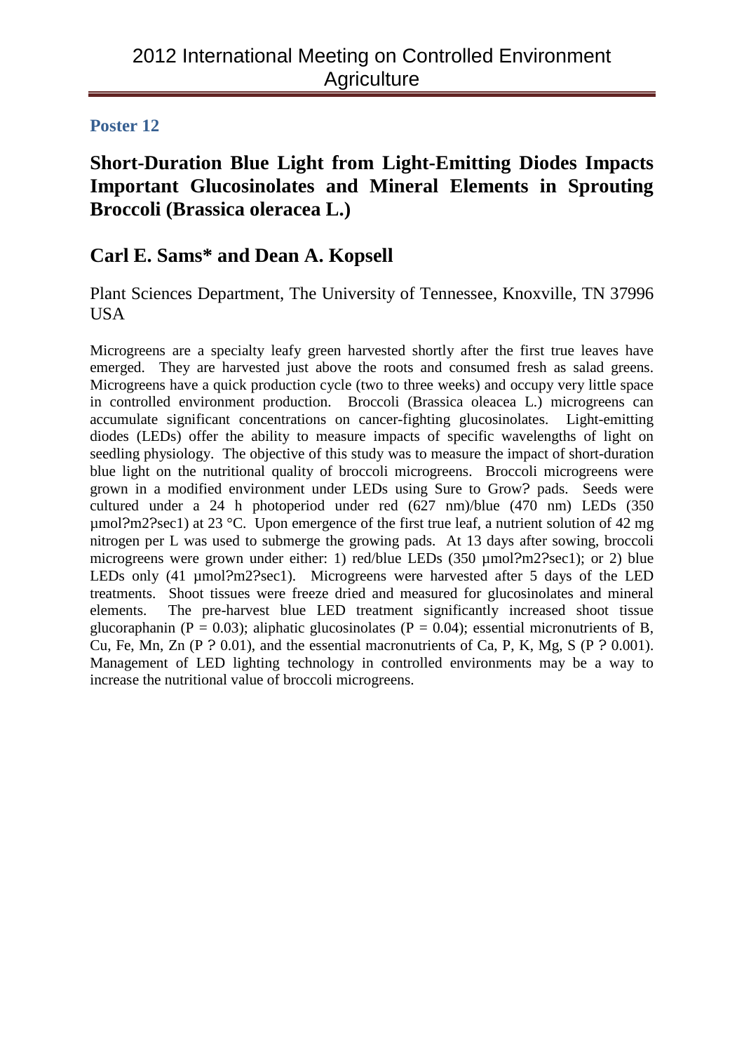## Poster 12

# Short-Duration Blue Light from Light-Emitting Diodes Impacts Important Glucosinolates and Mineral Elements in Sprouting Broccoli (Brassica oleracea L.)

## Carl E. Sams* and Dean A. Kopsell

Plant Sciences Department, The University of Tennessee, Knoxville, TN 37996 USA

Microgreens are a specialty leafy green harvested shortly after the first true leaves have emerged. They are harvested just above the roots and consumed fresh as salad greens. Microgreens have a quick production cycle (two to three weeks) and occupy very little space in controlled environment production. Broccoli (Brassica oleacea L.) microgreens can accumulate significant concentrations on cancer-fighting glucosinolates. Light-emitting diodes (LEDs) offer the ability to measure impacts of specific wavelengths of light on seedling physiology. The objective of this study was to measure the impact of short-duration blue light on the nutritional quality of broccoli microgreens. Broccoli microgreens were grown in a modified environment under LEDs using Sure to Grow? pads. Seeds were cultured under a 24 h photoperiod under red (627 nm)/blue (470 nm) LEDs (350 µmol?m2?sec1) at 23 °C. Upon emergence of the first true leaf, a nutrient solution of 42 mg nitrogen per L was used to submerge the growing pads. At 13 days after sowing, broccoli microgreens were grown under either: 1) red/blue LEDs (350 µmol?m2?sec1); or 2) blue LEDs only (41 µmol?m2?sec1). Microgreens were harvested after 5 days of the LED treatments. Shoot tissues were freeze dried and measured for glucosinolates and mineral elements. The pre-harvest blue LED treatment significantly increased shoot tissue glucoraphanin ($P = 0.03$); aliphatic glucosinolates ($P = 0.04$); essential micronutrients of B, Cu, Fe, Mn, Zn (P ? 0.01), and the essential macronutrients of Ca, P, K, Mg, S (P ? 0.001). Management of LED lighting technology in controlled environments may be a way to increase the nutritional value of broccoli microgreens.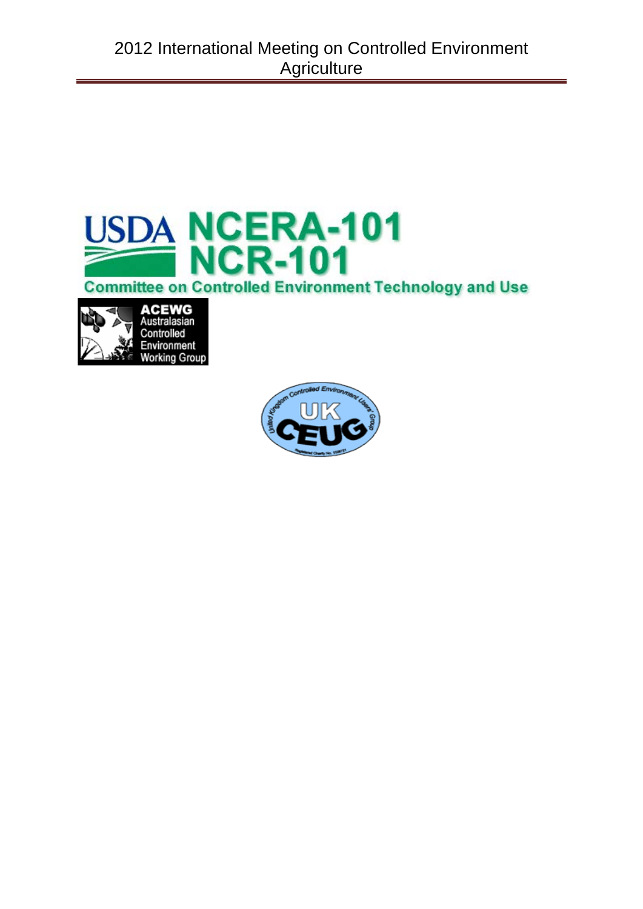USDA NCERA-101 NCR-101

Committee on Controlled Environment Technology and Use

ACEWG Australasian Controlled Environment Working Group

United Kingdom Controlled Environment Users' Group

UK CEUG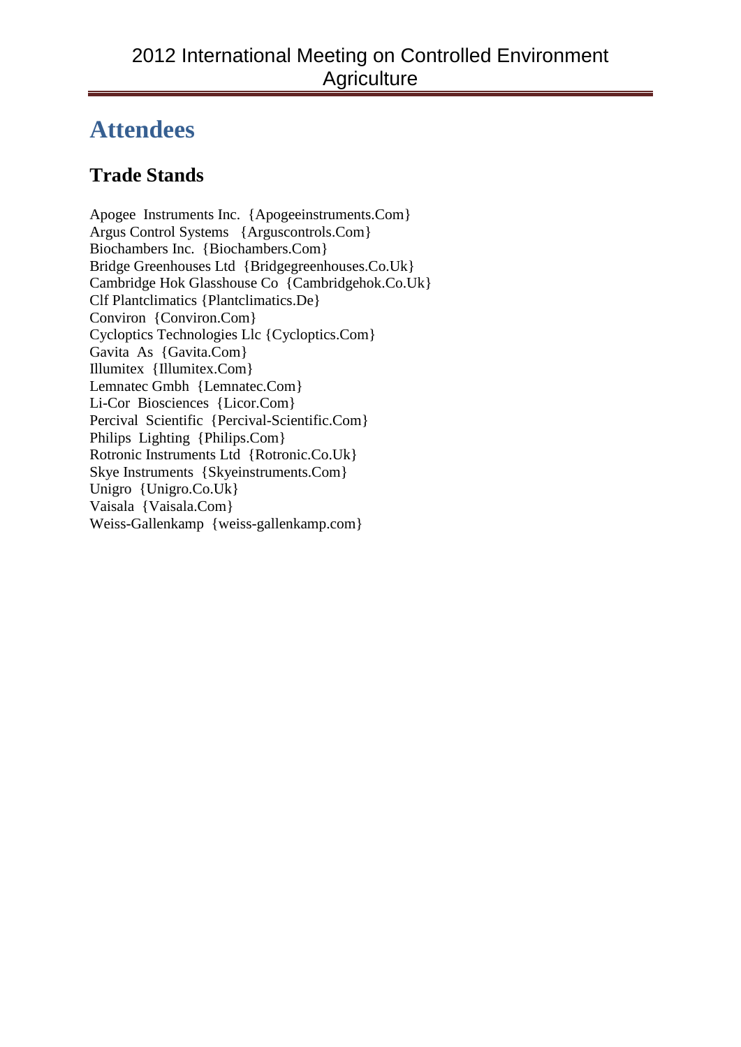# Attendees

## Trade Stands

Apogee Instruments Inc. {Apogeeinstruments.Com}
Argus Control Systems {Arguscontrols.Com}
Biochambers Inc. {Biochambers.Com}
Bridge Greenhouses Ltd {Bridgegreenhouses.Co.Uk}
Cambridge Hok Glasshouse Co {Cambridgehok.Co.Uk}
Clf Plantclimatics {Plantclimatics.De}
Conviron {Conviron.Com}
Cycloptics Technologies Llc {Cycloptics.Com}
Gavita As {Gavita.Com}
Illumitex {Illumitex.Com}
Lemnatec Gmbh {Lemnatec.Com}
Li-Cor Biosciences {Licor.Com}
Percival Scientific {Percival-Scientific.Com}
Philips Lighting {Philips.Com}
Rotronic Instruments Ltd {Rotronic.Co.Uk}
Skye Instruments {Skyeinstruments.Com}
Unigro {Unigro.Co.Uk}
Vaisala {Vaisala.Com}
Weiss-Gallenkamp {weiss-gallenkamp.com}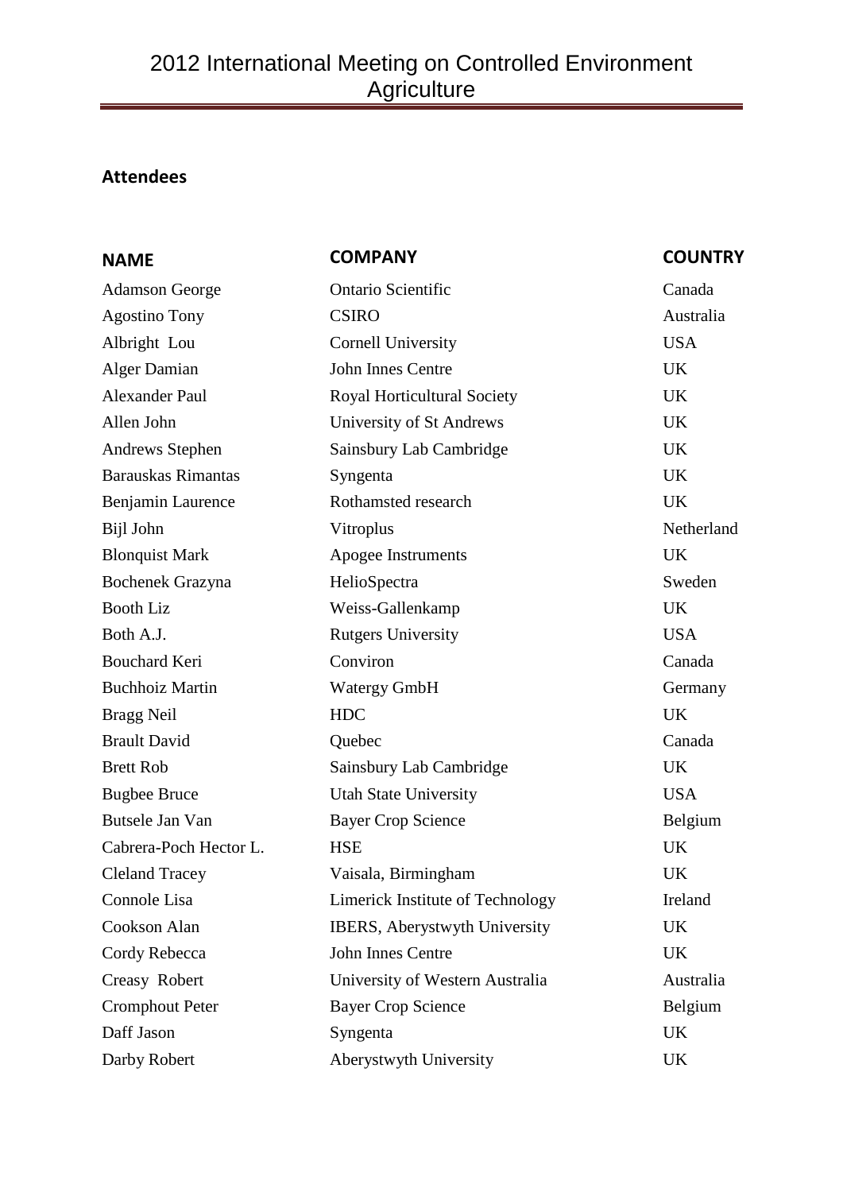# 2012 International Meeting on Controlled Environment Agriculture

## Attendees

| NAME | COMPANY | COUNTRY |
|---|---|---|
| Adamson George | Ontario Scientific | Canada |
| Agostino Tony | CSIRO | Australia |
| Albright Lou | Cornell University | USA |
| Alger Damian | John Innes Centre | UK |
| Alexander Paul | Royal Horticultural Society | UK |
| Allen John | University of St Andrews | UK |
| Andrews Stephen | Sainsbury Lab Cambridge | UK |
| Barauskas Rimantas | Syngenta | UK |
| Benjamin Laurence | Rothamsted research | UK |
| Bijl John | Vitroplus | Netherland |
| Blonquist Mark | Apogee Instruments | UK |
| Bochenek Grazyna | HelioSpectra | Sweden |
| Booth Liz | Weiss-Gallenkamp | UK |
| Both A.J. | Rutgers University | USA |
| Bouchard Keri | Conviron | Canada |
| Buchhoiz Martin | Watergy GmbH | Germany |
| Bragg Neil | HDC | UK |
| Brault David | Quebec | Canada |
| Brett Rob | Sainsbury Lab Cambridge | UK |
| Bugbee Bruce | Utah State University | USA |
| Butsele Jan Van | Bayer Crop Science | Belgium |
| Cabrera-Poch Hector L. | HSE | UK |
| Cleland Tracey | Vaisala, Birmingham | UK |
| Connole Lisa | Limerick Institute of Technology | Ireland |
| Cookson Alan | IBERS, Aberystwyth University | UK |
| Cordy Rebecca | John Innes Centre | UK |
| Creasy Robert | University of Western Australia | Australia |
| Cromphout Peter | Bayer Crop Science | Belgium |
| Daff Jason | Syngenta | UK |
| Darby Robert | Aberystwyth University | UK |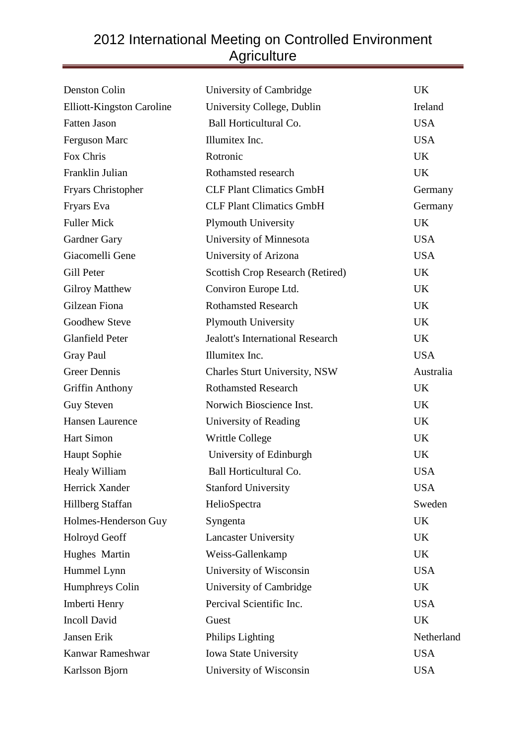| | | |
|---|---|---|
| Denston Colin | University of Cambridge | UK |
| Elliott-Kingston Caroline | University College, Dublin | Ireland |
| Fatten Jason | Ball Horticultural Co. | USA |
| Ferguson Marc | Illumitex Inc. | USA |
| Fox Chris | Rotronic | UK |
| Franklin Julian | Rothamsted research | UK |
| Fryars Christopher | CLF Plant Climatics GmbH | Germany |
| Fryars Eva | CLF Plant Climatics GmbH | Germany |
| Fuller Mick | Plymouth University | UK |
| Gardner Gary | University of Minnesota | USA |
| Giacomelli Gene | University of Arizona | USA |
| Gill Peter | Scottish Crop Research (Retired) | UK |
| Gilroy Matthew | Conviron Europe Ltd. | UK |
| Gilzean Fiona | Rothamsted Research | UK |
| Goodhew Steve | Plymouth University | UK |
| Glanfield Peter | Jealott's International Research | UK |
| Gray Paul | Illumitex Inc. | USA |
| Greer Dennis | Charles Sturt University, NSW | Australia |
| Griffin Anthony | Rothamsted Research | UK |
| Guy Steven | Norwich Bioscience Inst. | UK |
| Hansen Laurence | University of Reading | UK |
| Hart Simon | Writtle College | UK |
| Haupt Sophie | University of Edinburgh | UK |
| Healy William | Ball Horticultural Co. | USA |
| Herrick Xander | Stanford University | USA |
| Hillberg Staffan | HelioSpectra | Sweden |
| Holmes-Henderson Guy | Syngenta | UK |
| Holroyd Geoff | Lancaster University | UK |
| Hughes Martin | Weiss-Gallenkamp | UK |
| Hummel Lynn | University of Wisconsin | USA |
| Humphreys Colin | University of Cambridge | UK |
| Imberti Henry | Percival Scientific Inc. | USA |
| Incoll David | Guest | UK |
| Jansen Erik | Philips Lighting | Netherland |
| Kanwar Rameshwar | Iowa State University | USA |
| Karlsson Bjorn | University of Wisconsin | USA |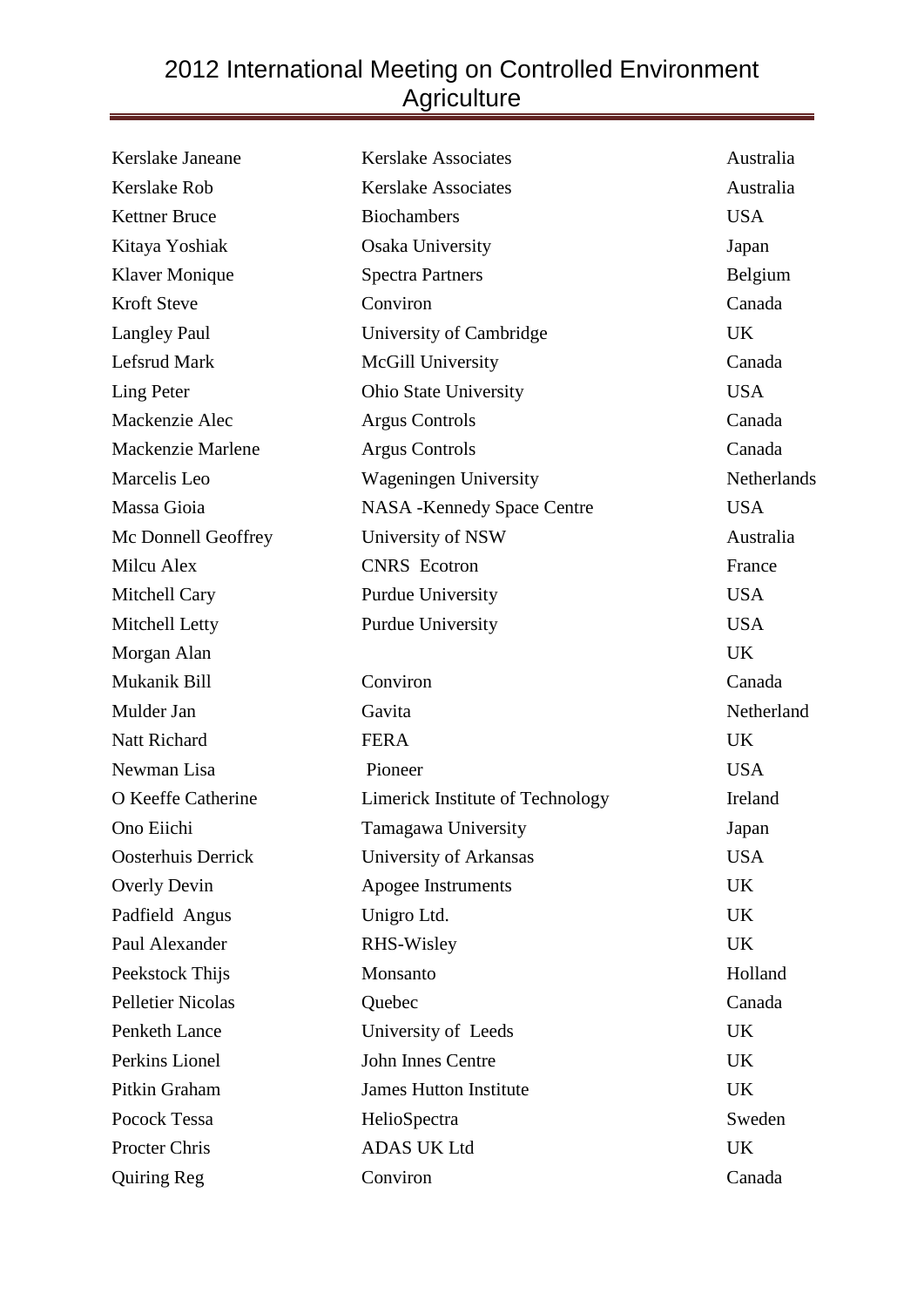| Name | Organisation | Country |
|---|---|---|
| Kerslake Janeane | Kerslake Associates | Australia |
| Kerslake Rob | Kerslake Associates | Australia |
| Kettner Bruce | Biochambers | USA |
| Kitaya Yoshiak | Osaka University | Japan |
| Klaver Monique | Spectra Partners | Belgium |
| Kroft Steve | Conviron | Canada |
| Langley Paul | University of Cambridge | UK |
| Lefsrud Mark | McGill University | Canada |
| Ling Peter | Ohio State University | USA |
| Mackenzie Alec | Argus Controls | Canada |
| Mackenzie Marlene | Argus Controls | Canada |
| Marcelis Leo | Wageningen University | Netherlands |
| Massa Gioia | NASA -Kennedy Space Centre | USA |
| Mc Donnell Geoffrey | University of NSW | Australia |
| Milcu Alex | CNRS Ecotron | France |
| Mitchell Cary | Purdue University | USA |
| Mitchell Letty | Purdue University | USA |
| Morgan Alan | | UK |
| Mukanik Bill | Conviron | Canada |
| Mulder Jan | Gavita | Netherland |
| Natt Richard | FERA | UK |
| Newman Lisa | Pioneer | USA |
| O Keeffe Catherine | Limerick Institute of Technology | Ireland |
| Ono Eiichi | Tamagawa University | Japan |
| Oosterhuis Derrick | University of Arkansas | USA |
| Overly Devin | Apogee Instruments | UK |
| Padfield Angus | Unigro Ltd. | UK |
| Paul Alexander | RHS-Wisley | UK |
| Peekstock Thijs | Monsanto | Holland |
| Pelletier Nicolas | Quebec | Canada |
| Penketh Lance | University of Leeds | UK |
| Perkins Lionel | John Innes Centre | UK |
| Pitkin Graham | James Hutton Institute | UK |
| Pocock Tessa | HelioSpectra | Sweden |
| Procter Chris | ADAS UK Ltd | UK |
| Quiring Reg | Conviron | Canada |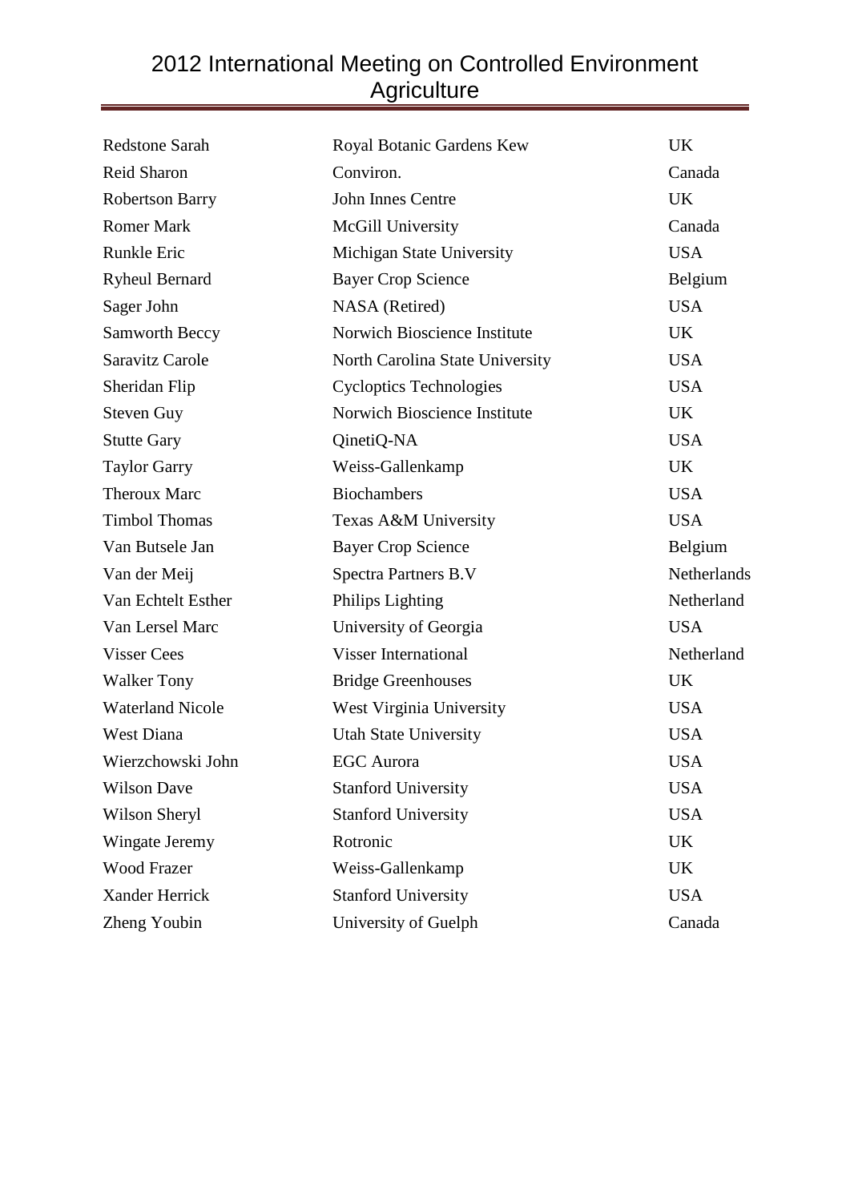| | | |
|---|---|---|
| Redstone Sarah | Royal Botanic Gardens Kew | UK |
| Reid Sharon | Conviron. | Canada |
| Robertson Barry | John Innes Centre | UK |
| Romer Mark | McGill University | Canada |
| Runkle Eric | Michigan State University | USA |
| Ryheul Bernard | Bayer Crop Science | Belgium |
| Sager John | NASA (Retired) | USA |
| Samworth Beccy | Norwich Bioscience Institute | UK |
| Saravitz Carole | North Carolina State University | USA |
| Sheridan Flip | Cycloptics Technologies | USA |
| Steven Guy | Norwich Bioscience Institute | UK |
| Stutte Gary | QinetiQ-NA | USA |
| Taylor Garry | Weiss-Gallenkamp | UK |
| Theroux Marc | Biochambers | USA |
| Timbol Thomas | Texas A&M University | USA |
| Van Butsele Jan | Bayer Crop Science | Belgium |
| Van der Meij | Spectra Partners B.V | Netherlands |
| Van Echtelt Esther | Philips Lighting | Netherland |
| Van Lersel Marc | University of Georgia | USA |
| Visser Cees | Visser International | Netherland |
| Walker Tony | Bridge Greenhouses | UK |
| Waterland Nicole | West Virginia University | USA |
| West Diana | Utah State University | USA |
| Wierzchowski John | EGC Aurora | USA |
| Wilson Dave | Stanford University | USA |
| Wilson Sheryl | Stanford University | USA |
| Wingate Jeremy | Rotronic | UK |
| Wood Frazer | Weiss-Gallenkamp | UK |
| Xander Herrick | Stanford University | USA |
| Zheng Youbin | University of Guelph | Canada |